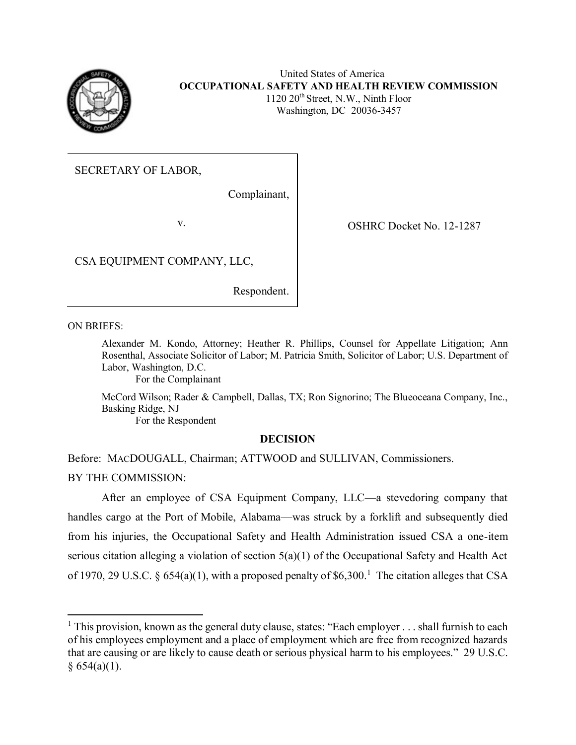United States of America
**OCCUPATIONAL SAFETY AND HEALTH REVIEW COMMISSION**
1120 20th Street, N.W., Ninth Floor
Washington, DC 20036-3457

| | |
|---|---|
| SECRETARY OF LABOR, Complainant, v. CSA EQUIPMENT COMPANY, LLC, Respondent. | OSHRC Docket No. 12-1287 |

ON BRIEFS:

Alexander M. Kondo, Attorney; Heather R. Phillips, Counsel for Appellate Litigation; Ann Rosenthal, Associate Solicitor of Labor; M. Patricia Smith, Solicitor of Labor; U.S. Department of Labor, Washington, D.C.
For the Complainant

McCord Wilson; Rader & Campbell, Dallas, TX; Ron Signorino; The Blueoceana Company, Inc., Basking Ridge, NJ
For the Respondent

**DECISION**

Before: MACDOUGALL, Chairman; ATTWOOD and SULLIVAN, Commissioners.

BY THE COMMISSION:

After an employee of CSA Equipment Company, LLC—a stevedoring company that handles cargo at the Port of Mobile, Alabama—was struck by a forklift and subsequently died from his injuries, the Occupational Safety and Health Administration issued CSA a one-item serious citation alleging a violation of section 5(a)(1) of the Occupational Safety and Health Act of 1970, 29 U.S.C. § 654(a)(1), with a proposed penalty of $6,300.[1] The citation alleges that CSA

[1] This provision, known as the general duty clause, states: "Each employer . . . shall furnish to each of his employees employment and a place of employment which are free from recognized hazards that are causing or are likely to cause death or serious physical harm to his employees." 29 U.S.C. § 654(a)(1).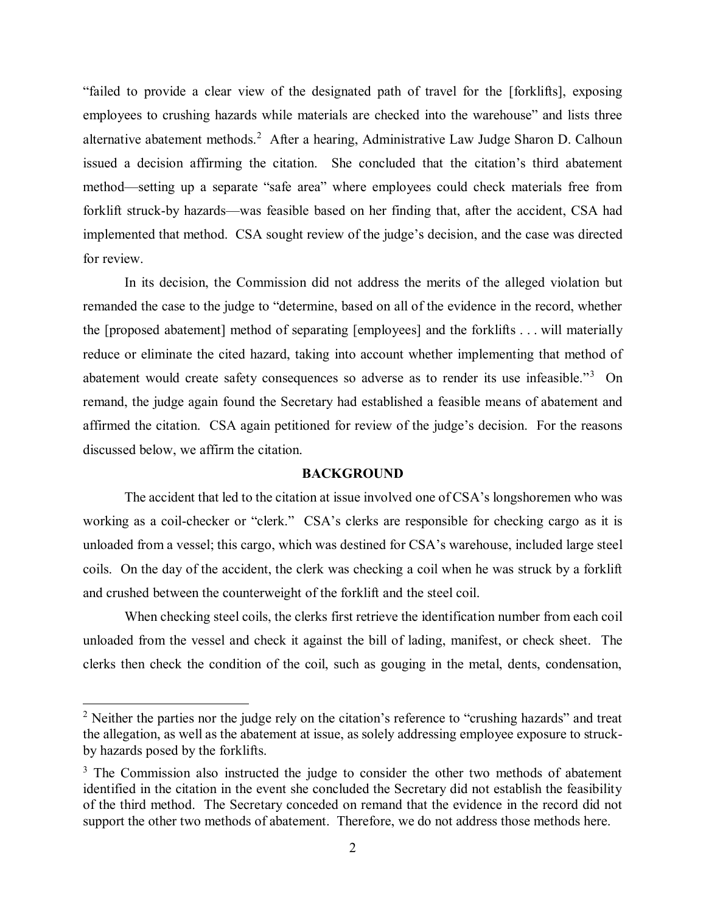"failed to provide a clear view of the designated path of travel for the [forklifts], exposing employees to crushing hazards while materials are checked into the warehouse" and lists three alternative abatement methods.[2] After a hearing, Administrative Law Judge Sharon D. Calhoun issued a decision affirming the citation. She concluded that the citation's third abatement method—setting up a separate "safe area" where employees could check materials free from forklift struck-by hazards—was feasible based on her finding that, after the accident, CSA had implemented that method. CSA sought review of the judge's decision, and the case was directed for review.

In its decision, the Commission did not address the merits of the alleged violation but remanded the case to the judge to "determine, based on all of the evidence in the record, whether the [proposed abatement] method of separating [employees] and the forklifts . . . will materially reduce or eliminate the cited hazard, taking into account whether implementing that method of abatement would create safety consequences so adverse as to render its use infeasible."[3] On remand, the judge again found the Secretary had established a feasible means of abatement and affirmed the citation. CSA again petitioned for review of the judge's decision. For the reasons discussed below, we affirm the citation.

## BACKGROUND

The accident that led to the citation at issue involved one of CSA's longshoremen who was working as a coil-checker or "clerk." CSA's clerks are responsible for checking cargo as it is unloaded from a vessel; this cargo, which was destined for CSA's warehouse, included large steel coils. On the day of the accident, the clerk was checking a coil when he was struck by a forklift and crushed between the counterweight of the forklift and the steel coil.

When checking steel coils, the clerks first retrieve the identification number from each coil unloaded from the vessel and check it against the bill of lading, manifest, or check sheet. The clerks then check the condition of the coil, such as gouging in the metal, dents, condensation,

---

[2] Neither the parties nor the judge rely on the citation's reference to "crushing hazards" and treat the allegation, as well as the abatement at issue, as solely addressing employee exposure to struck-by hazards posed by the forklifts.

[3] The Commission also instructed the judge to consider the other two methods of abatement identified in the citation in the event she concluded the Secretary did not establish the feasibility of the third method. The Secretary conceded on remand that the evidence in the record did not support the other two methods of abatement. Therefore, we do not address those methods here.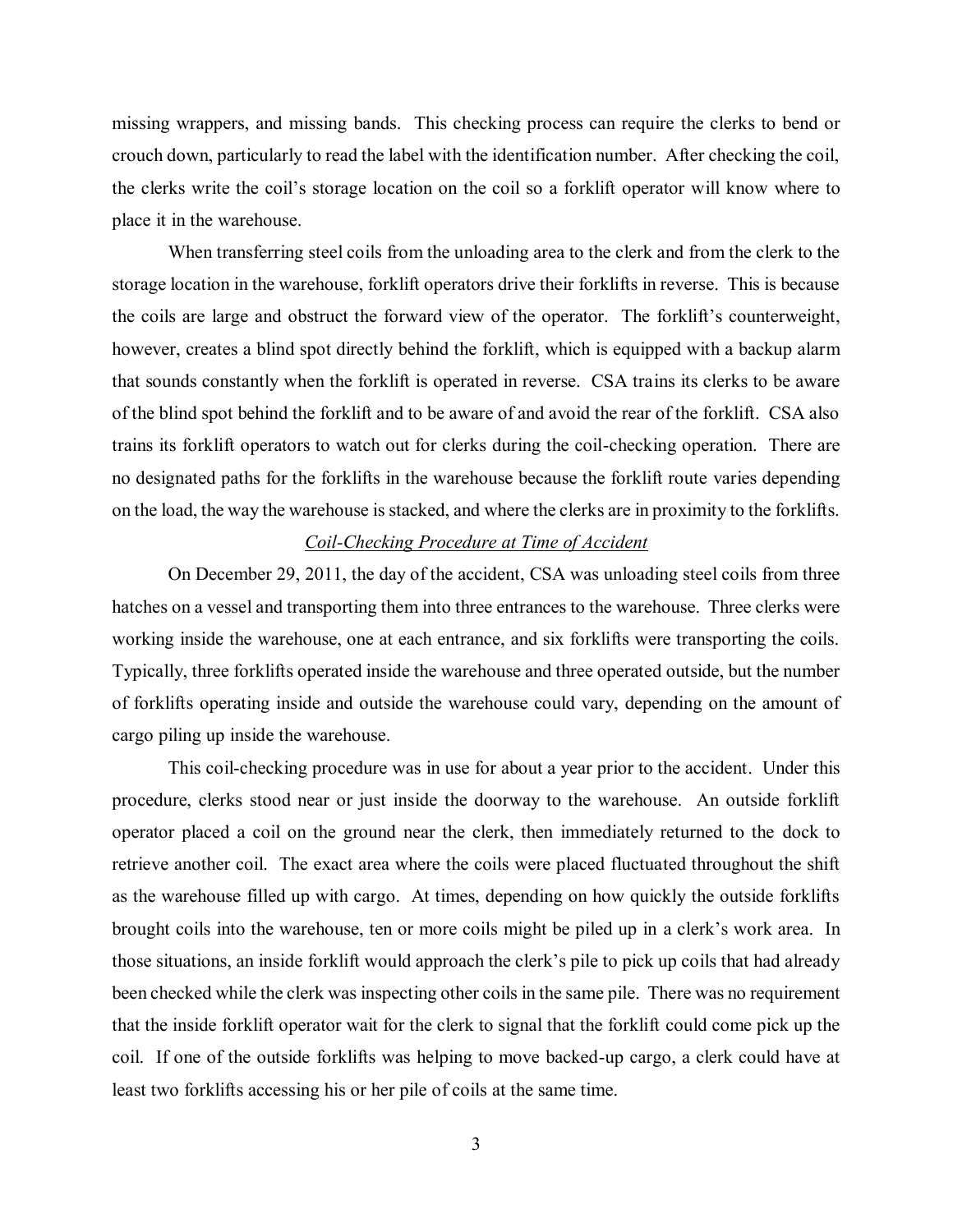missing wrappers, and missing bands. This checking process can require the clerks to bend or crouch down, particularly to read the label with the identification number. After checking the coil, the clerks write the coil's storage location on the coil so a forklift operator will know where to place it in the warehouse.

When transferring steel coils from the unloading area to the clerk and from the clerk to the storage location in the warehouse, forklift operators drive their forklifts in reverse. This is because the coils are large and obstruct the forward view of the operator. The forklift's counterweight, however, creates a blind spot directly behind the forklift, which is equipped with a backup alarm that sounds constantly when the forklift is operated in reverse. CSA trains its clerks to be aware of the blind spot behind the forklift and to be aware of and avoid the rear of the forklift. CSA also trains its forklift operators to watch out for clerks during the coil-checking operation. There are no designated paths for the forklifts in the warehouse because the forklift route varies depending on the load, the way the warehouse is stacked, and where the clerks are in proximity to the forklifts.

*Coil-Checking Procedure at Time of Accident*

On December 29, 2011, the day of the accident, CSA was unloading steel coils from three hatches on a vessel and transporting them into three entrances to the warehouse. Three clerks were working inside the warehouse, one at each entrance, and six forklifts were transporting the coils. Typically, three forklifts operated inside the warehouse and three operated outside, but the number of forklifts operating inside and outside the warehouse could vary, depending on the amount of cargo piling up inside the warehouse.

This coil-checking procedure was in use for about a year prior to the accident. Under this procedure, clerks stood near or just inside the doorway to the warehouse. An outside forklift operator placed a coil on the ground near the clerk, then immediately returned to the dock to retrieve another coil. The exact area where the coils were placed fluctuated throughout the shift as the warehouse filled up with cargo. At times, depending on how quickly the outside forklifts brought coils into the warehouse, ten or more coils might be piled up in a clerk's work area. In those situations, an inside forklift would approach the clerk's pile to pick up coils that had already been checked while the clerk was inspecting other coils in the same pile. There was no requirement that the inside forklift operator wait for the clerk to signal that the forklift could come pick up the coil. If one of the outside forklifts was helping to move backed-up cargo, a clerk could have at least two forklifts accessing his or her pile of coils at the same time.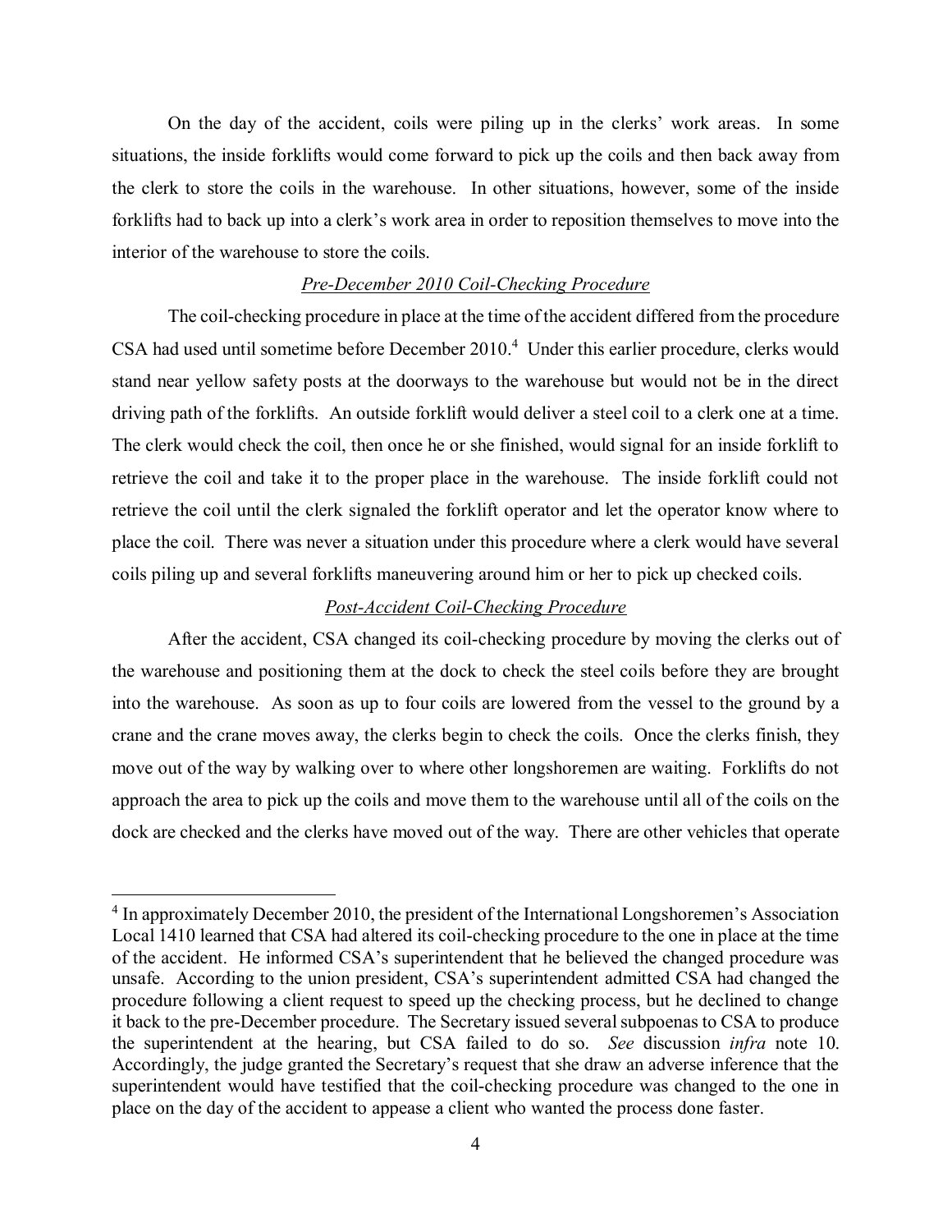On the day of the accident, coils were piling up in the clerks' work areas. In some situations, the inside forklifts would come forward to pick up the coils and then back away from the clerk to store the coils in the warehouse. In other situations, however, some of the inside forklifts had to back up into a clerk's work area in order to reposition themselves to move into the interior of the warehouse to store the coils.

*Pre-December 2010 Coil-Checking Procedure*

The coil-checking procedure in place at the time of the accident differed from the procedure CSA had used until sometime before December 2010.[4] Under this earlier procedure, clerks would stand near yellow safety posts at the doorways to the warehouse but would not be in the direct driving path of the forklifts. An outside forklift would deliver a steel coil to a clerk one at a time. The clerk would check the coil, then once he or she finished, would signal for an inside forklift to retrieve the coil and take it to the proper place in the warehouse. The inside forklift could not retrieve the coil until the clerk signaled the forklift operator and let the operator know where to place the coil. There was never a situation under this procedure where a clerk would have several coils piling up and several forklifts maneuvering around him or her to pick up checked coils.

*Post-Accident Coil-Checking Procedure*

After the accident, CSA changed its coil-checking procedure by moving the clerks out of the warehouse and positioning them at the dock to check the steel coils before they are brought into the warehouse. As soon as up to four coils are lowered from the vessel to the ground by a crane and the crane moves away, the clerks begin to check the coils. Once the clerks finish, they move out of the way by walking over to where other longshoremen are waiting. Forklifts do not approach the area to pick up the coils and move them to the warehouse until all of the coils on the dock are checked and the clerks have moved out of the way. There are other vehicles that operate

---

[4] In approximately December 2010, the president of the International Longshoremen's Association Local 1410 learned that CSA had altered its coil-checking procedure to the one in place at the time of the accident. He informed CSA's superintendent that he believed the changed procedure was unsafe. According to the union president, CSA's superintendent admitted CSA had changed the procedure following a client request to speed up the checking process, but he declined to change it back to the pre-December procedure. The Secretary issued several subpoenas to CSA to produce the superintendent at the hearing, but CSA failed to do so. *See* discussion *infra* note 10. Accordingly, the judge granted the Secretary's request that she draw an adverse inference that the superintendent would have testified that the coil-checking procedure was changed to the one in place on the day of the accident to appease a client who wanted the process done faster.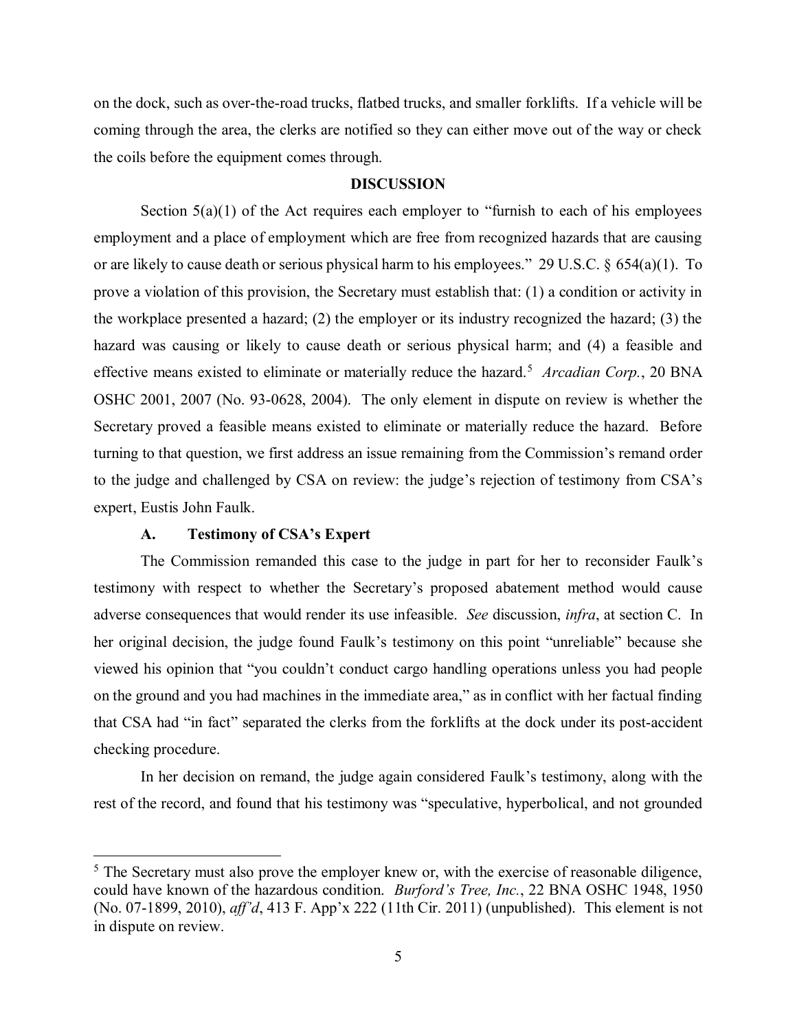on the dock, such as over-the-road trucks, flatbed trucks, and smaller forklifts. If a vehicle will be coming through the area, the clerks are notified so they can either move out of the way or check the coils before the equipment comes through.

## DISCUSSION

Section 5(a)(1) of the Act requires each employer to "furnish to each of his employees employment and a place of employment which are free from recognized hazards that are causing or are likely to cause death or serious physical harm to his employees." 29 U.S.C. § 654(a)(1). To prove a violation of this provision, the Secretary must establish that: (1) a condition or activity in the workplace presented a hazard; (2) the employer or its industry recognized the hazard; (3) the hazard was causing or likely to cause death or serious physical harm; and (4) a feasible and effective means existed to eliminate or materially reduce the hazard.[5] *Arcadian Corp.*, 20 BNA OSHC 2001, 2007 (No. 93-0628, 2004). The only element in dispute on review is whether the Secretary proved a feasible means existed to eliminate or materially reduce the hazard. Before turning to that question, we first address an issue remaining from the Commission's remand order to the judge and challenged by CSA on review: the judge's rejection of testimony from CSA's expert, Eustis John Faulk.

### A. Testimony of CSA's Expert

The Commission remanded this case to the judge in part for her to reconsider Faulk's testimony with respect to whether the Secretary's proposed abatement method would cause adverse consequences that would render its use infeasible. *See* discussion, *infra*, at section C. In her original decision, the judge found Faulk's testimony on this point "unreliable" because she viewed his opinion that "you couldn't conduct cargo handling operations unless you had people on the ground and you had machines in the immediate area," as in conflict with her factual finding that CSA had "in fact" separated the clerks from the forklifts at the dock under its post-accident checking procedure.

In her decision on remand, the judge again considered Faulk's testimony, along with the rest of the record, and found that his testimony was "speculative, hyperbolical, and not grounded

---

[5] The Secretary must also prove the employer knew or, with the exercise of reasonable diligence, could have known of the hazardous condition. *Burford's Tree, Inc.*, 22 BNA OSHC 1948, 1950 (No. 07-1899, 2010), *aff'd*, 413 F. App'x 222 (11th Cir. 2011) (unpublished). This element is not in dispute on review.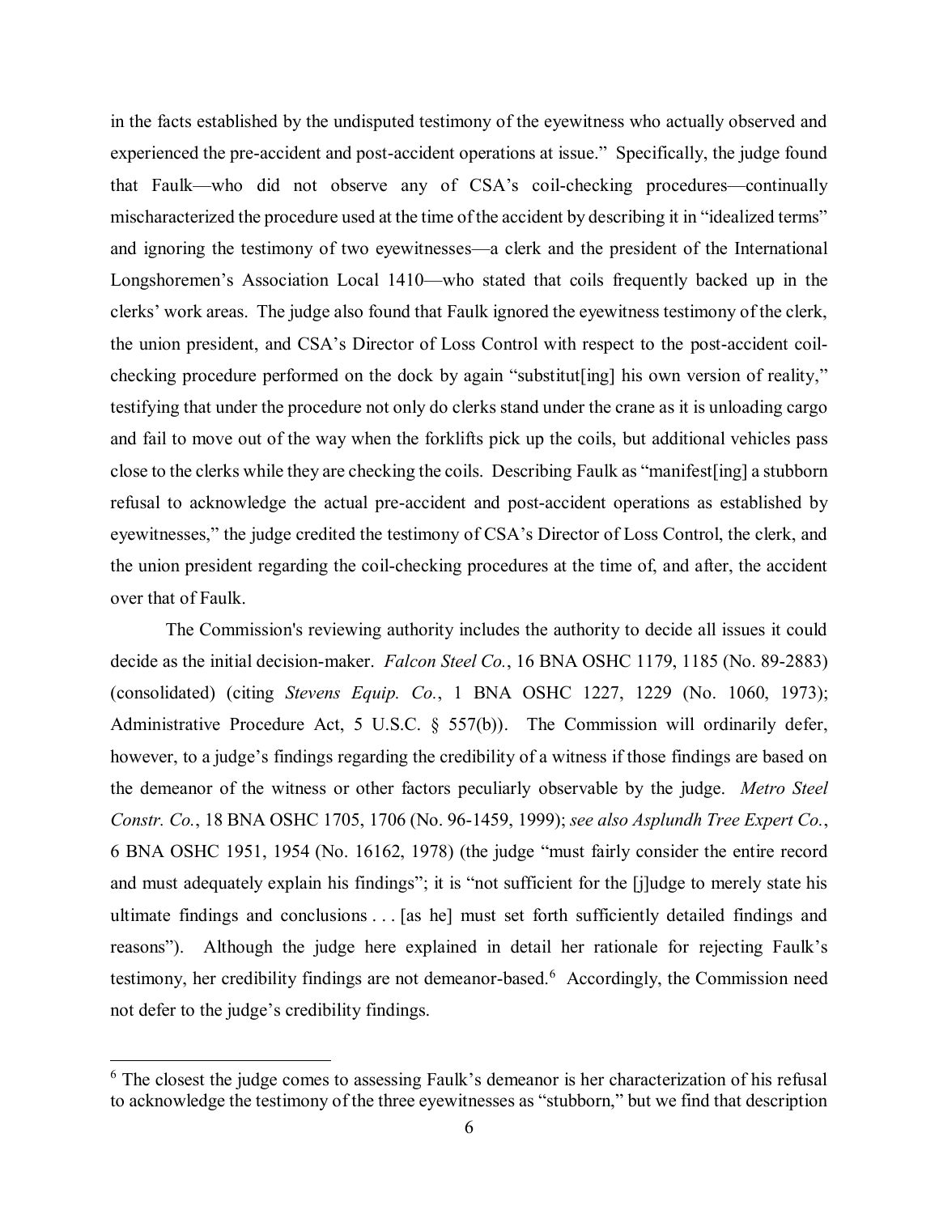in the facts established by the undisputed testimony of the eyewitness who actually observed and experienced the pre-accident and post-accident operations at issue." Specifically, the judge found that Faulk—who did not observe any of CSA's coil-checking procedures—continually mischaracterized the procedure used at the time of the accident by describing it in "idealized terms" and ignoring the testimony of two eyewitnesses—a clerk and the president of the International Longshoremen's Association Local 1410—who stated that coils frequently backed up in the clerks' work areas. The judge also found that Faulk ignored the eyewitness testimony of the clerk, the union president, and CSA's Director of Loss Control with respect to the post-accident coil-checking procedure performed on the dock by again "substitut[ing] his own version of reality," testifying that under the procedure not only do clerks stand under the crane as it is unloading cargo and fail to move out of the way when the forklifts pick up the coils, but additional vehicles pass close to the clerks while they are checking the coils. Describing Faulk as "manifest[ing] a stubborn refusal to acknowledge the actual pre-accident and post-accident operations as established by eyewitnesses," the judge credited the testimony of CSA's Director of Loss Control, the clerk, and the union president regarding the coil-checking procedures at the time of, and after, the accident over that of Faulk.

The Commission's reviewing authority includes the authority to decide all issues it could decide as the initial decision-maker. *Falcon Steel Co.*, 16 BNA OSHC 1179, 1185 (No. 89-2883) (consolidated) (citing *Stevens Equip. Co.*, 1 BNA OSHC 1227, 1229 (No. 1060, 1973); Administrative Procedure Act, 5 U.S.C. § 557(b)). The Commission will ordinarily defer, however, to a judge's findings regarding the credibility of a witness if those findings are based on the demeanor of the witness or other factors peculiarly observable by the judge. *Metro Steel Constr. Co.*, 18 BNA OSHC 1705, 1706 (No. 96-1459, 1999); *see also Asplundh Tree Expert Co.*, 6 BNA OSHC 1951, 1954 (No. 16162, 1978) (the judge "must fairly consider the entire record and must adequately explain his findings"; it is "not sufficient for the [j]udge to merely state his ultimate findings and conclusions . . . [as he] must set forth sufficiently detailed findings and reasons"). Although the judge here explained in detail her rationale for rejecting Faulk's testimony, her credibility findings are not demeanor-based.[6] Accordingly, the Commission need not defer to the judge's credibility findings.

[6] The closest the judge comes to assessing Faulk's demeanor is her characterization of his refusal to acknowledge the testimony of the three eyewitnesses as "stubborn," but we find that description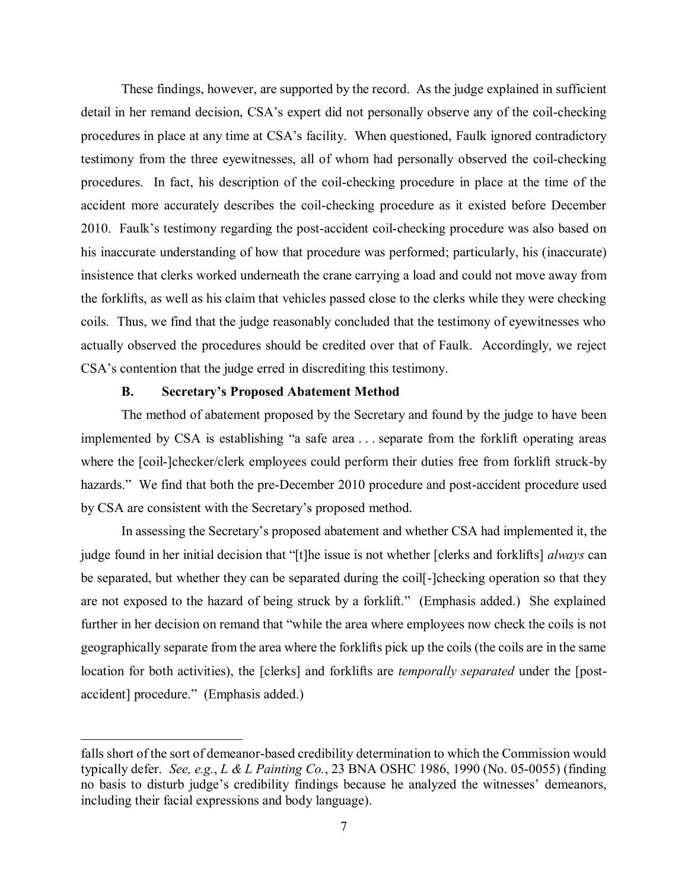These findings, however, are supported by the record. As the judge explained in sufficient detail in her remand decision, CSA's expert did not personally observe any of the coil-checking procedures in place at any time at CSA's facility. When questioned, Faulk ignored contradictory testimony from the three eyewitnesses, all of whom had personally observed the coil-checking procedures. In fact, his description of the coil-checking procedure in place at the time of the accident more accurately describes the coil-checking procedure as it existed before December 2010. Faulk's testimony regarding the post-accident coil-checking procedure was also based on his inaccurate understanding of how that procedure was performed; particularly, his (inaccurate) insistence that clerks worked underneath the crane carrying a load and could not move away from the forklifts, as well as his claim that vehicles passed close to the clerks while they were checking coils. Thus, we find that the judge reasonably concluded that the testimony of eyewitnesses who actually observed the procedures should be credited over that of Faulk. Accordingly, we reject CSA's contention that the judge erred in discrediting this testimony.

### B. Secretary's Proposed Abatement Method

The method of abatement proposed by the Secretary and found by the judge to have been implemented by CSA is establishing "a safe area . . . separate from the forklift operating areas where the [coil-]checker/clerk employees could perform their duties free from forklift struck-by hazards." We find that both the pre-December 2010 procedure and post-accident procedure used by CSA are consistent with the Secretary's proposed method.

In assessing the Secretary's proposed abatement and whether CSA had implemented it, the judge found in her initial decision that "[t]he issue is not whether [clerks and forklifts] *always* can be separated, but whether they can be separated during the coil[-]checking operation so that they are not exposed to the hazard of being struck by a forklift." (Emphasis added.) She explained further in her decision on remand that "while the area where employees now check the coils is not geographically separate from the area where the forklifts pick up the coils (the coils are in the same location for both activities), the [clerks] and forklifts are *temporally separated* under the [post-accident] procedure." (Emphasis added.)

---

falls short of the sort of demeanor-based credibility determination to which the Commission would typically defer. *See, e.g.*, *L & L Painting Co.*, 23 BNA OSHC 1986, 1990 (No. 05-0055) (finding no basis to disturb judge's credibility findings because he analyzed the witnesses' demeanors, including their facial expressions and body language).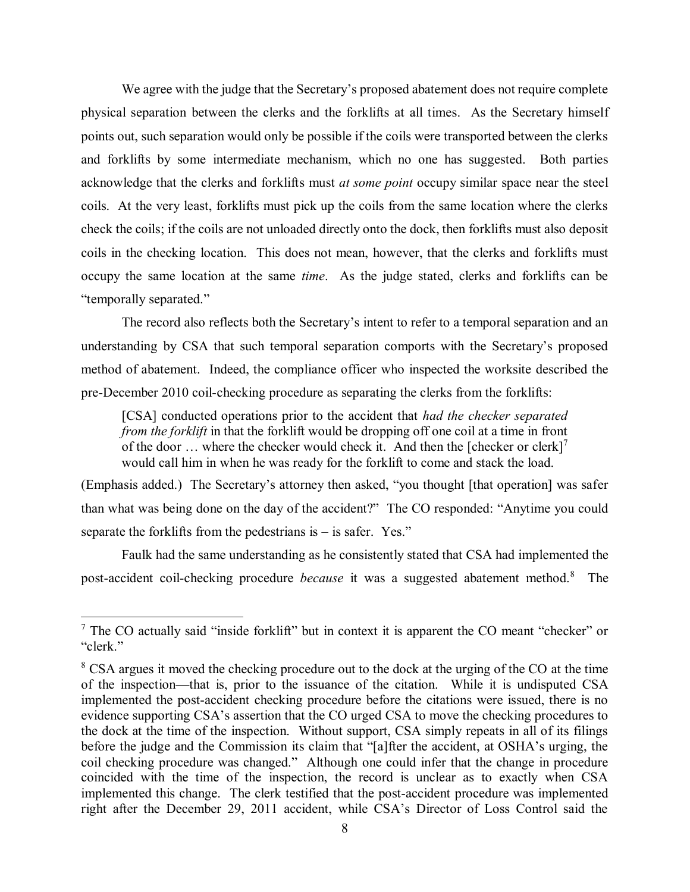We agree with the judge that the Secretary's proposed abatement does not require complete physical separation between the clerks and the forklifts at all times. As the Secretary himself points out, such separation would only be possible if the coils were transported between the clerks and forklifts by some intermediate mechanism, which no one has suggested. Both parties acknowledge that the clerks and forklifts must *at some point* occupy similar space near the steel coils. At the very least, forklifts must pick up the coils from the same location where the clerks check the coils; if the coils are not unloaded directly onto the dock, then forklifts must also deposit coils in the checking location. This does not mean, however, that the clerks and forklifts must occupy the same location at the same *time*. As the judge stated, clerks and forklifts can be "temporally separated."

The record also reflects both the Secretary's intent to refer to a temporal separation and an understanding by CSA that such temporal separation comports with the Secretary's proposed method of abatement. Indeed, the compliance officer who inspected the worksite described the pre-December 2010 coil-checking procedure as separating the clerks from the forklifts:

> [CSA] conducted operations prior to the accident that *had the checker separated from the forklift* in that the forklift would be dropping off one coil at a time in front of the door … where the checker would check it. And then the [checker or clerk][7] would call him in when he was ready for the forklift to come and stack the load.

(Emphasis added.) The Secretary's attorney then asked, "you thought [that operation] was safer than what was being done on the day of the accident?" The CO responded: "Anytime you could separate the forklifts from the pedestrians is – is safer. Yes."

Faulk had the same understanding as he consistently stated that CSA had implemented the post-accident coil-checking procedure *because* it was a suggested abatement method.[8] The

---

[7] The CO actually said "inside forklift" but in context it is apparent the CO meant "checker" or "clerk."

[8] CSA argues it moved the checking procedure out to the dock at the urging of the CO at the time of the inspection—that is, prior to the issuance of the citation. While it is undisputed CSA implemented the post-accident checking procedure before the citations were issued, there is no evidence supporting CSA's assertion that the CO urged CSA to move the checking procedures to the dock at the time of the inspection. Without support, CSA simply repeats in all of its filings before the judge and the Commission its claim that "[a]fter the accident, at OSHA's urging, the coil checking procedure was changed." Although one could infer that the change in procedure coincided with the time of the inspection, the record is unclear as to exactly when CSA implemented this change. The clerk testified that the post-accident procedure was implemented right after the December 29, 2011 accident, while CSA's Director of Loss Control said the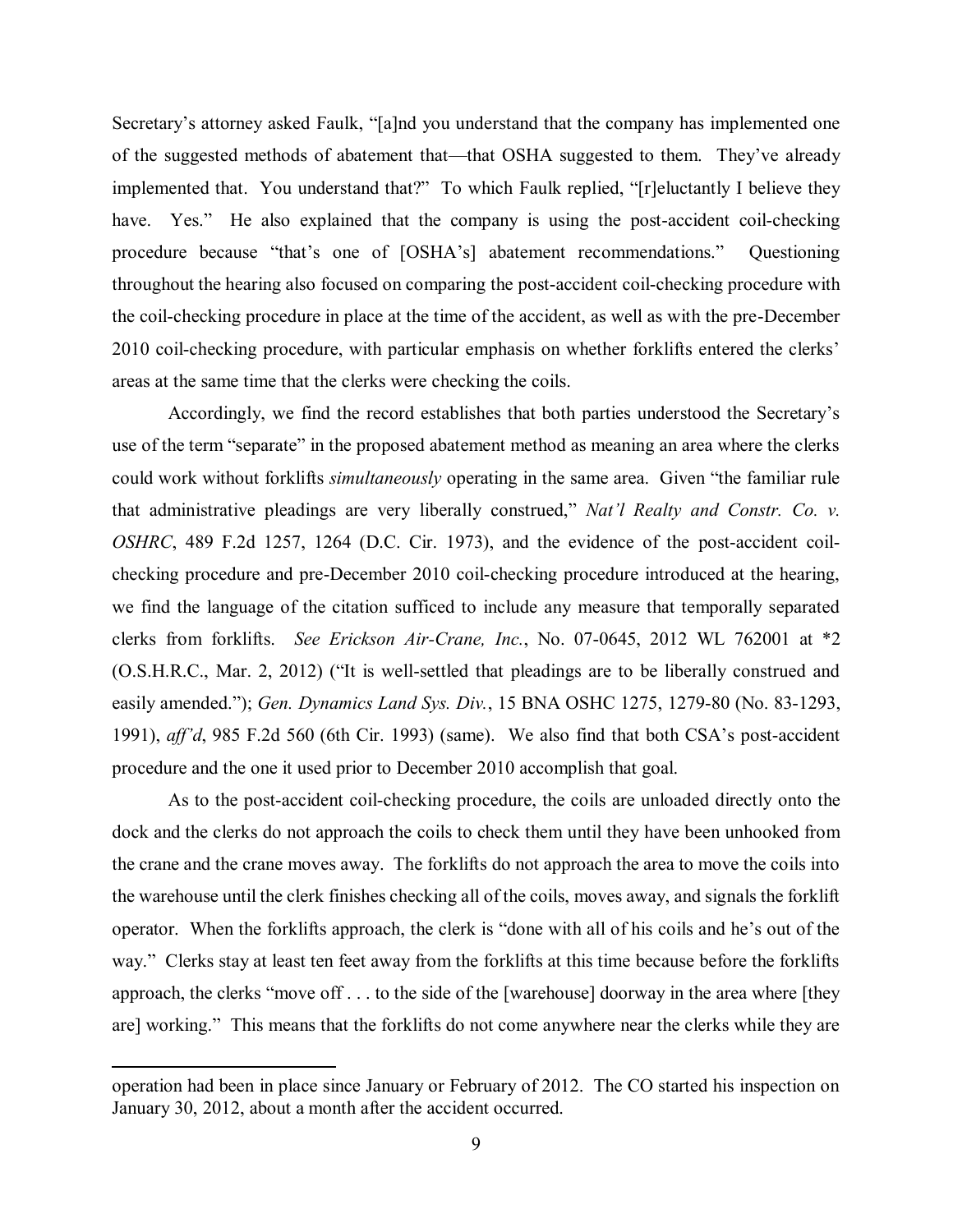Secretary's attorney asked Faulk, "[a]nd you understand that the company has implemented one of the suggested methods of abatement that—that OSHA suggested to them. They've already implemented that. You understand that?" To which Faulk replied, "[r]eluctantly I believe they have. Yes." He also explained that the company is using the post-accident coil-checking procedure because "that's one of [OSHA's] abatement recommendations." Questioning throughout the hearing also focused on comparing the post-accident coil-checking procedure with the coil-checking procedure in place at the time of the accident, as well as with the pre-December 2010 coil-checking procedure, with particular emphasis on whether forklifts entered the clerks' areas at the same time that the clerks were checking the coils.

Accordingly, we find the record establishes that both parties understood the Secretary's use of the term "separate" in the proposed abatement method as meaning an area where the clerks could work without forklifts *simultaneously* operating in the same area. Given "the familiar rule that administrative pleadings are very liberally construed," *Nat'l Realty and Constr. Co. v. OSHRC*, 489 F.2d 1257, 1264 (D.C. Cir. 1973), and the evidence of the post-accident coil-checking procedure and pre-December 2010 coil-checking procedure introduced at the hearing, we find the language of the citation sufficed to include any measure that temporally separated clerks from forklifts. *See Erickson Air-Crane, Inc.*, No. 07-0645, 2012 WL 762001 at *2 (O.S.H.R.C., Mar. 2, 2012) ("It is well-settled that pleadings are to be liberally construed and easily amended."); *Gen. Dynamics Land Sys. Div.*, 15 BNA OSHC 1275, 1279-80 (No. 83-1293, 1991), *aff'd*, 985 F.2d 560 (6th Cir. 1993) (same). We also find that both CSA's post-accident procedure and the one it used prior to December 2010 accomplish that goal.

As to the post-accident coil-checking procedure, the coils are unloaded directly onto the dock and the clerks do not approach the coils to check them until they have been unhooked from the crane and the crane moves away. The forklifts do not approach the area to move the coils into the warehouse until the clerk finishes checking all of the coils, moves away, and signals the forklift operator. When the forklifts approach, the clerk is "done with all of his coils and he's out of the way." Clerks stay at least ten feet away from the forklifts at this time because before the forklifts approach, the clerks "move off . . . to the side of the [warehouse] doorway in the area where [they are] working." This means that the forklifts do not come anywhere near the clerks while they are

---

operation had been in place since January or February of 2012. The CO started his inspection on January 30, 2012, about a month after the accident occurred.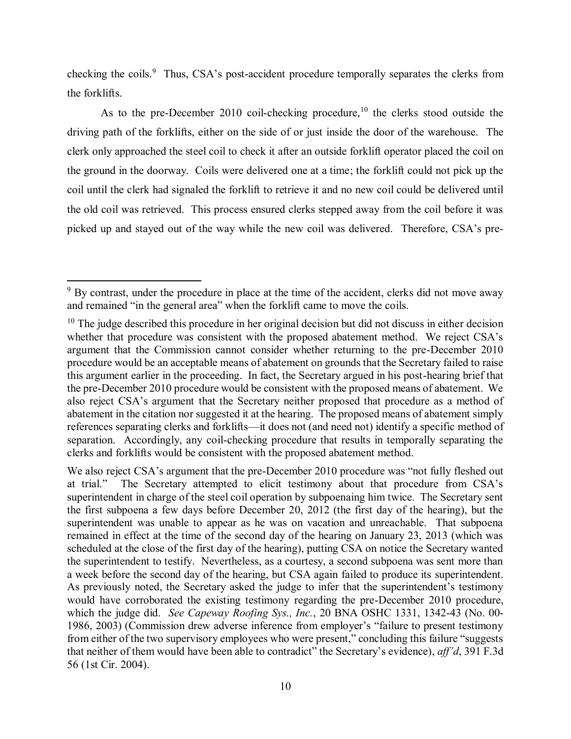checking the coils.[9] Thus, CSA's post-accident procedure temporally separates the clerks from the forklifts.

As to the pre-December 2010 coil-checking procedure,[10] the clerks stood outside the driving path of the forklifts, either on the side of or just inside the door of the warehouse. The clerk only approached the steel coil to check it after an outside forklift operator placed the coil on the ground in the doorway. Coils were delivered one at a time; the forklift could not pick up the coil until the clerk had signaled the forklift to retrieve it and no new coil could be delivered until the old coil was retrieved. This process ensured clerks stepped away from the coil before it was picked up and stayed out of the way while the new coil was delivered. Therefore, CSA's pre-

---

[9] By contrast, under the procedure in place at the time of the accident, clerks did not move away and remained "in the general area" when the forklift came to move the coils.

[10] The judge described this procedure in her original decision but did not discuss in either decision whether that procedure was consistent with the proposed abatement method. We reject CSA's argument that the Commission cannot consider whether returning to the pre-December 2010 procedure would be an acceptable means of abatement on grounds that the Secretary failed to raise this argument earlier in the proceeding. In fact, the Secretary argued in his post-hearing brief that the pre-December 2010 procedure would be consistent with the proposed means of abatement. We also reject CSA's argument that the Secretary neither proposed that procedure as a method of abatement in the citation nor suggested it at the hearing. The proposed means of abatement simply references separating clerks and forklifts—it does not (and need not) identify a specific method of separation. Accordingly, any coil-checking procedure that results in temporally separating the clerks and forklifts would be consistent with the proposed abatement method.

We also reject CSA's argument that the pre-December 2010 procedure was "not fully fleshed out at trial." The Secretary attempted to elicit testimony about that procedure from CSA's superintendent in charge of the steel coil operation by subpoenaing him twice. The Secretary sent the first subpoena a few days before December 20, 2012 (the first day of the hearing), but the superintendent was unable to appear as he was on vacation and unreachable. That subpoena remained in effect at the time of the second day of the hearing on January 23, 2013 (which was scheduled at the close of the first day of the hearing), putting CSA on notice the Secretary wanted the superintendent to testify. Nevertheless, as a courtesy, a second subpoena was sent more than a week before the second day of the hearing, but CSA again failed to produce its superintendent. As previously noted, the Secretary asked the judge to infer that the superintendent's testimony would have corroborated the existing testimony regarding the pre-December 2010 procedure, which the judge did. *See Capeway Roofing Sys., Inc.*, 20 BNA OSHC 1331, 1342-43 (No. 00-1986, 2003) (Commission drew adverse inference from employer's "failure to present testimony from either of the two supervisory employees who were present," concluding this failure "suggests that neither of them would have been able to contradict" the Secretary's evidence), *aff'd*, 391 F.3d 56 (1st Cir. 2004).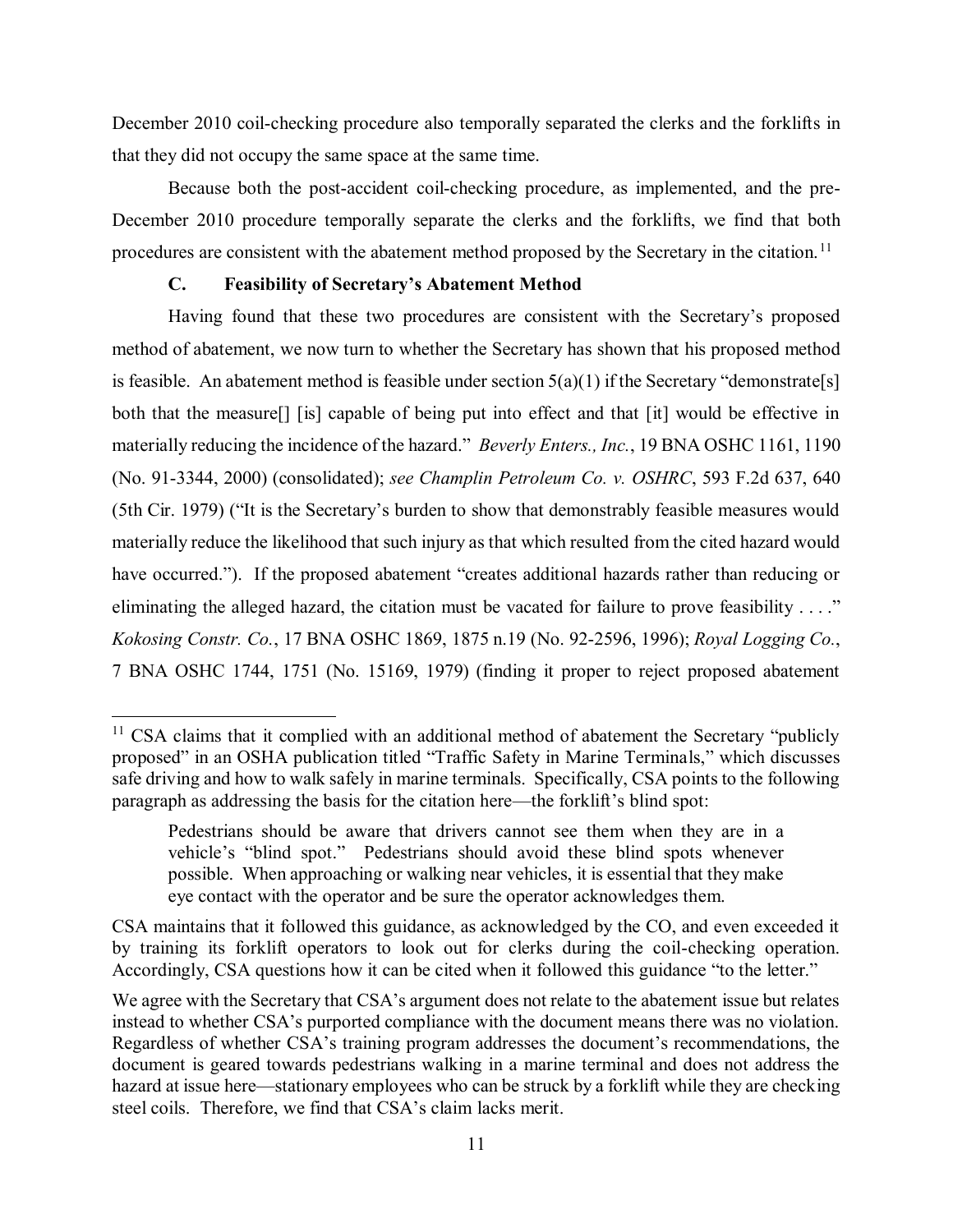December 2010 coil-checking procedure also temporally separated the clerks and the forklifts in that they did not occupy the same space at the same time.

Because both the post-accident coil-checking procedure, as implemented, and the pre-December 2010 procedure temporally separate the clerks and the forklifts, we find that both procedures are consistent with the abatement method proposed by the Secretary in the citation.[11]

### C. Feasibility of Secretary's Abatement Method

Having found that these two procedures are consistent with the Secretary's proposed method of abatement, we now turn to whether the Secretary has shown that his proposed method is feasible. An abatement method is feasible under section 5(a)(1) if the Secretary "demonstrate[s] both that the measure[] [is] capable of being put into effect and that [it] would be effective in materially reducing the incidence of the hazard." *Beverly Enters., Inc.*, 19 BNA OSHC 1161, 1190 (No. 91-3344, 2000) (consolidated); *see Champlin Petroleum Co. v. OSHRC*, 593 F.2d 637, 640 (5th Cir. 1979) ("It is the Secretary's burden to show that demonstrably feasible measures would materially reduce the likelihood that such injury as that which resulted from the cited hazard would have occurred."). If the proposed abatement "creates additional hazards rather than reducing or eliminating the alleged hazard, the citation must be vacated for failure to prove feasibility . . . ." *Kokosing Constr. Co.*, 17 BNA OSHC 1869, 1875 n.19 (No. 92-2596, 1996); *Royal Logging Co.*, 7 BNA OSHC 1744, 1751 (No. 15169, 1979) (finding it proper to reject proposed abatement

---

[11] CSA claims that it complied with an additional method of abatement the Secretary "publicly proposed" in an OSHA publication titled "Traffic Safety in Marine Terminals," which discusses safe driving and how to walk safely in marine terminals. Specifically, CSA points to the following paragraph as addressing the basis for the citation here—the forklift's blind spot:

> Pedestrians should be aware that drivers cannot see them when they are in a vehicle's "blind spot." Pedestrians should avoid these blind spots whenever possible. When approaching or walking near vehicles, it is essential that they make eye contact with the operator and be sure the operator acknowledges them.

CSA maintains that it followed this guidance, as acknowledged by the CO, and even exceeded it by training its forklift operators to look out for clerks during the coil-checking operation. Accordingly, CSA questions how it can be cited when it followed this guidance "to the letter."

We agree with the Secretary that CSA's argument does not relate to the abatement issue but relates instead to whether CSA's purported compliance with the document means there was no violation. Regardless of whether CSA's training program addresses the document's recommendations, the document is geared towards pedestrians walking in a marine terminal and does not address the hazard at issue here—stationary employees who can be struck by a forklift while they are checking steel coils. Therefore, we find that CSA's claim lacks merit.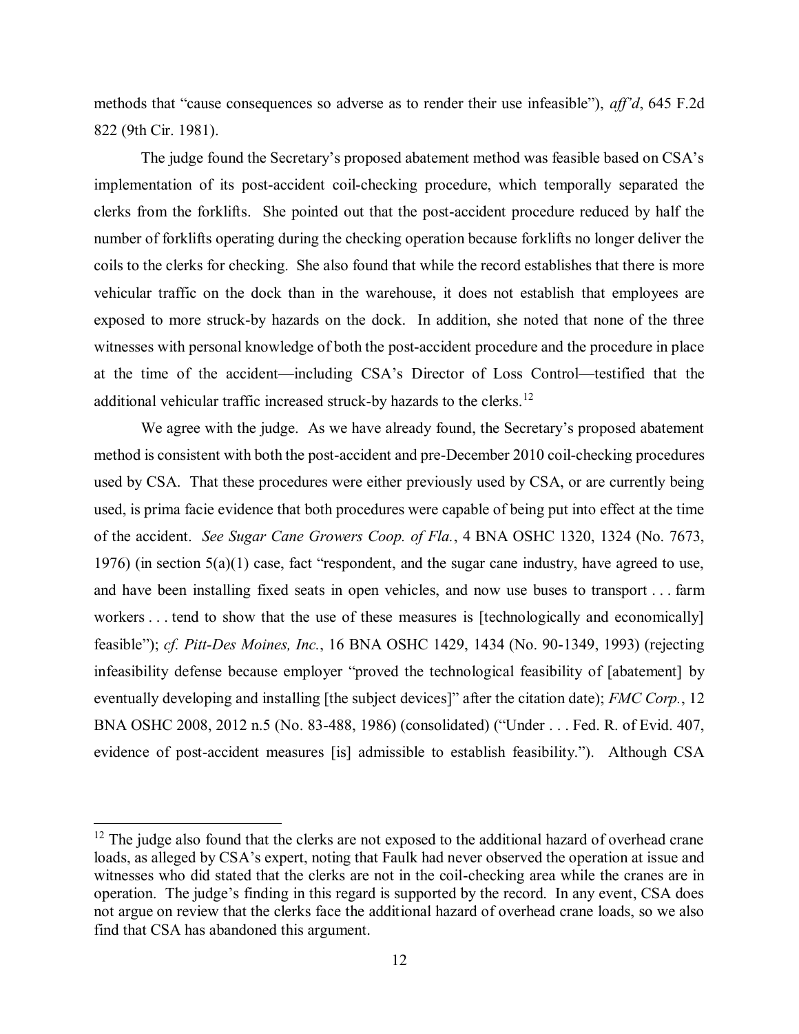methods that "cause consequences so adverse as to render their use infeasible"), *aff'd*, 645 F.2d 822 (9th Cir. 1981).

The judge found the Secretary's proposed abatement method was feasible based on CSA's implementation of its post-accident coil-checking procedure, which temporally separated the clerks from the forklifts. She pointed out that the post-accident procedure reduced by half the number of forklifts operating during the checking operation because forklifts no longer deliver the coils to the clerks for checking. She also found that while the record establishes that there is more vehicular traffic on the dock than in the warehouse, it does not establish that employees are exposed to more struck-by hazards on the dock. In addition, she noted that none of the three witnesses with personal knowledge of both the post-accident procedure and the procedure in place at the time of the accident—including CSA's Director of Loss Control—testified that the additional vehicular traffic increased struck-by hazards to the clerks.[12]

We agree with the judge. As we have already found, the Secretary's proposed abatement method is consistent with both the post-accident and pre-December 2010 coil-checking procedures used by CSA. That these procedures were either previously used by CSA, or are currently being used, is prima facie evidence that both procedures were capable of being put into effect at the time of the accident. *See Sugar Cane Growers Coop. of Fla.*, 4 BNA OSHC 1320, 1324 (No. 7673, 1976) (in section 5(a)(1) case, fact "respondent, and the sugar cane industry, have agreed to use, and have been installing fixed seats in open vehicles, and now use buses to transport . . . farm workers . . . tend to show that the use of these measures is [technologically and economically] feasible"); *cf. Pitt-Des Moines, Inc.*, 16 BNA OSHC 1429, 1434 (No. 90-1349, 1993) (rejecting infeasibility defense because employer "proved the technological feasibility of [abatement] by eventually developing and installing [the subject devices]" after the citation date); *FMC Corp.*, 12 BNA OSHC 2008, 2012 n.5 (No. 83-488, 1986) (consolidated) ("Under . . . Fed. R. of Evid. 407, evidence of post-accident measures [is] admissible to establish feasibility."). Although CSA

---

[12] The judge also found that the clerks are not exposed to the additional hazard of overhead crane loads, as alleged by CSA's expert, noting that Faulk had never observed the operation at issue and witnesses who did stated that the clerks are not in the coil-checking area while the cranes are in operation. The judge's finding in this regard is supported by the record. In any event, CSA does not argue on review that the clerks face the additional hazard of overhead crane loads, so we also find that CSA has abandoned this argument.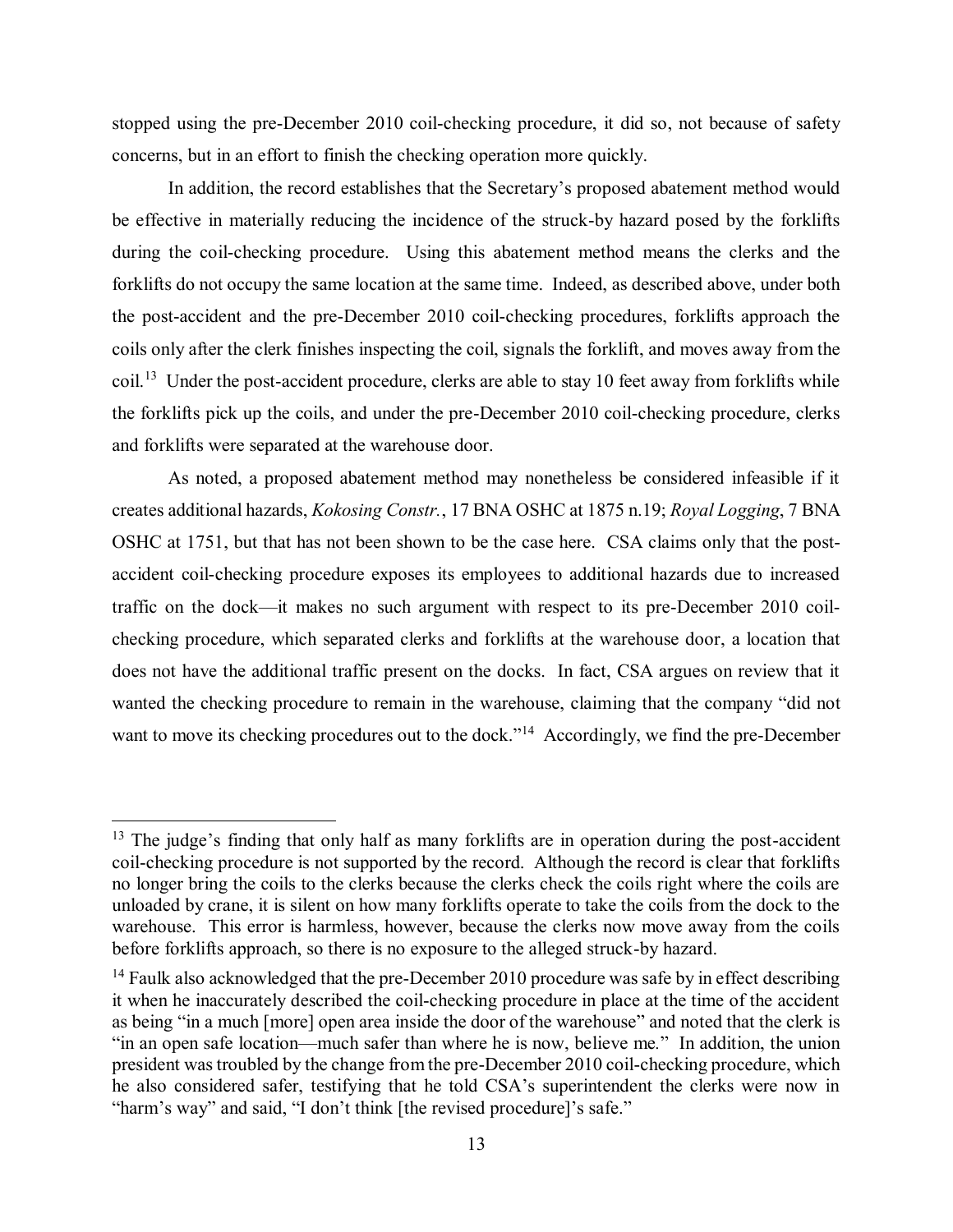stopped using the pre-December 2010 coil-checking procedure, it did so, not because of safety concerns, but in an effort to finish the checking operation more quickly.

In addition, the record establishes that the Secretary's proposed abatement method would be effective in materially reducing the incidence of the struck-by hazard posed by the forklifts during the coil-checking procedure. Using this abatement method means the clerks and the forklifts do not occupy the same location at the same time. Indeed, as described above, under both the post-accident and the pre-December 2010 coil-checking procedures, forklifts approach the coils only after the clerk finishes inspecting the coil, signals the forklift, and moves away from the coil.[13] Under the post-accident procedure, clerks are able to stay 10 feet away from forklifts while the forklifts pick up the coils, and under the pre-December 2010 coil-checking procedure, clerks and forklifts were separated at the warehouse door.

As noted, a proposed abatement method may nonetheless be considered infeasible if it creates additional hazards, *Kokosing Constr.*, 17 BNA OSHC at 1875 n.19; *Royal Logging*, 7 BNA OSHC at 1751, but that has not been shown to be the case here. CSA claims only that the post-accident coil-checking procedure exposes its employees to additional hazards due to increased traffic on the dock—it makes no such argument with respect to its pre-December 2010 coil-checking procedure, which separated clerks and forklifts at the warehouse door, a location that does not have the additional traffic present on the docks. In fact, CSA argues on review that it wanted the checking procedure to remain in the warehouse, claiming that the company "did not want to move its checking procedures out to the dock."[14] Accordingly, we find the pre-December

---

[13] The judge's finding that only half as many forklifts are in operation during the post-accident coil-checking procedure is not supported by the record. Although the record is clear that forklifts no longer bring the coils to the clerks because the clerks check the coils right where the coils are unloaded by crane, it is silent on how many forklifts operate to take the coils from the dock to the warehouse. This error is harmless, however, because the clerks now move away from the coils before forklifts approach, so there is no exposure to the alleged struck-by hazard.

[14] Faulk also acknowledged that the pre-December 2010 procedure was safe by in effect describing it when he inaccurately described the coil-checking procedure in place at the time of the accident as being "in a much [more] open area inside the door of the warehouse" and noted that the clerk is "in an open safe location—much safer than where he is now, believe me." In addition, the union president was troubled by the change from the pre-December 2010 coil-checking procedure, which he also considered safer, testifying that he told CSA's superintendent the clerks were now in "harm's way" and said, "I don't think [the revised procedure]'s safe."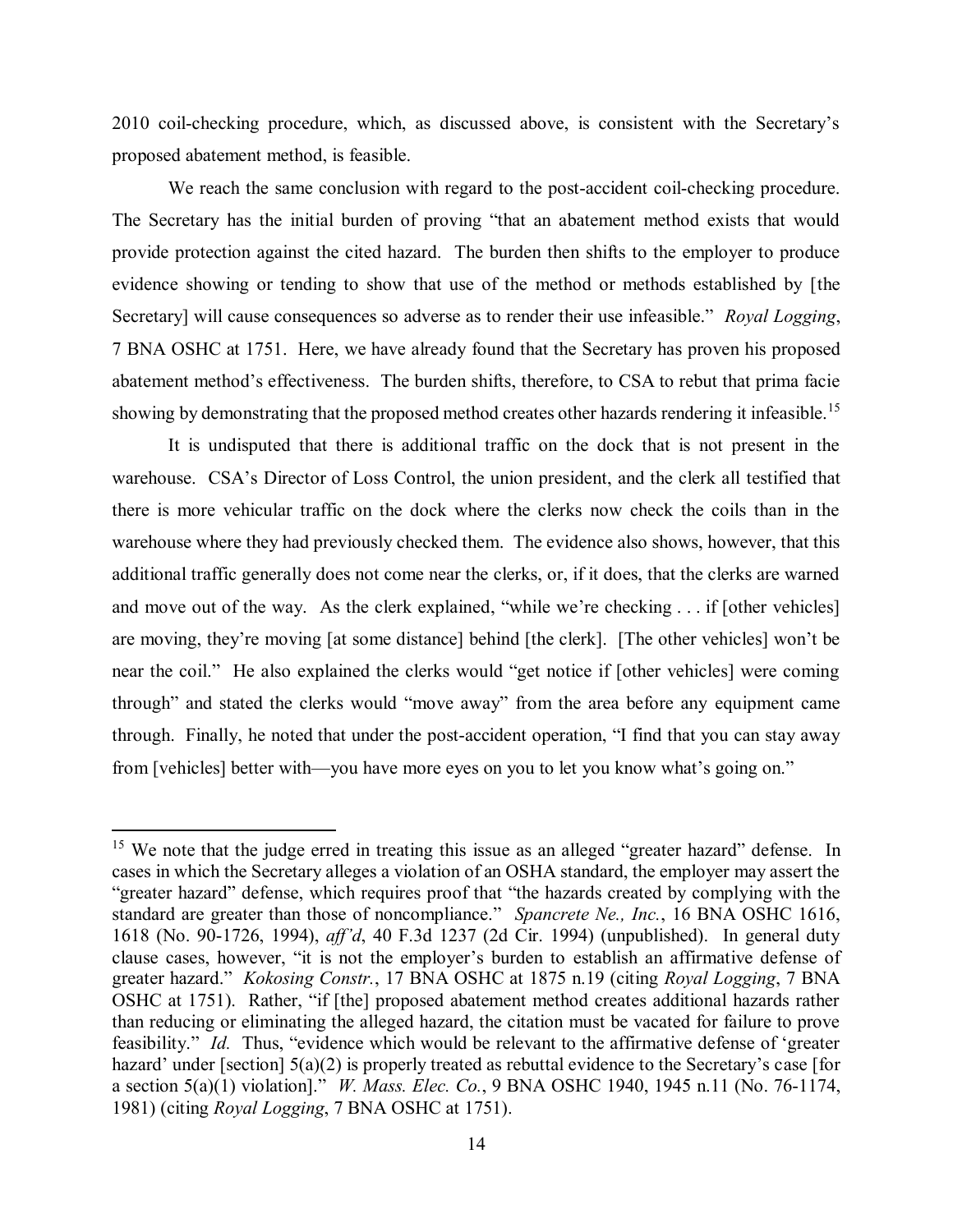2010 coil-checking procedure, which, as discussed above, is consistent with the Secretary's proposed abatement method, is feasible.

We reach the same conclusion with regard to the post-accident coil-checking procedure. The Secretary has the initial burden of proving "that an abatement method exists that would provide protection against the cited hazard. The burden then shifts to the employer to produce evidence showing or tending to show that use of the method or methods established by [the Secretary] will cause consequences so adverse as to render their use infeasible." *Royal Logging*, 7 BNA OSHC at 1751. Here, we have already found that the Secretary has proven his proposed abatement method's effectiveness. The burden shifts, therefore, to CSA to rebut that prima facie showing by demonstrating that the proposed method creates other hazards rendering it infeasible.[15]

It is undisputed that there is additional traffic on the dock that is not present in the warehouse. CSA's Director of Loss Control, the union president, and the clerk all testified that there is more vehicular traffic on the dock where the clerks now check the coils than in the warehouse where they had previously checked them. The evidence also shows, however, that this additional traffic generally does not come near the clerks, or, if it does, that the clerks are warned and move out of the way. As the clerk explained, "while we're checking . . . if [other vehicles] are moving, they're moving [at some distance] behind [the clerk]. [The other vehicles] won't be near the coil." He also explained the clerks would "get notice if [other vehicles] were coming through" and stated the clerks would "move away" from the area before any equipment came through. Finally, he noted that under the post-accident operation, "I find that you can stay away from [vehicles] better with—you have more eyes on you to let you know what's going on."

---

[15] We note that the judge erred in treating this issue as an alleged "greater hazard" defense. In cases in which the Secretary alleges a violation of an OSHA standard, the employer may assert the "greater hazard" defense, which requires proof that "the hazards created by complying with the standard are greater than those of noncompliance." *Spancrete Ne., Inc.*, 16 BNA OSHC 1616, 1618 (No. 90-1726, 1994), *aff'd*, 40 F.3d 1237 (2d Cir. 1994) (unpublished). In general duty clause cases, however, "it is not the employer's burden to establish an affirmative defense of greater hazard." *Kokosing Constr.*, 17 BNA OSHC at 1875 n.19 (citing *Royal Logging*, 7 BNA OSHC at 1751). Rather, "if [the] proposed abatement method creates additional hazards rather than reducing or eliminating the alleged hazard, the citation must be vacated for failure to prove feasibility." *Id.* Thus, "evidence which would be relevant to the affirmative defense of 'greater hazard' under [section] 5(a)(2) is properly treated as rebuttal evidence to the Secretary's case [for a section 5(a)(1) violation]." *W. Mass. Elec. Co.*, 9 BNA OSHC 1940, 1945 n.11 (No. 76-1174, 1981) (citing *Royal Logging*, 7 BNA OSHC at 1751).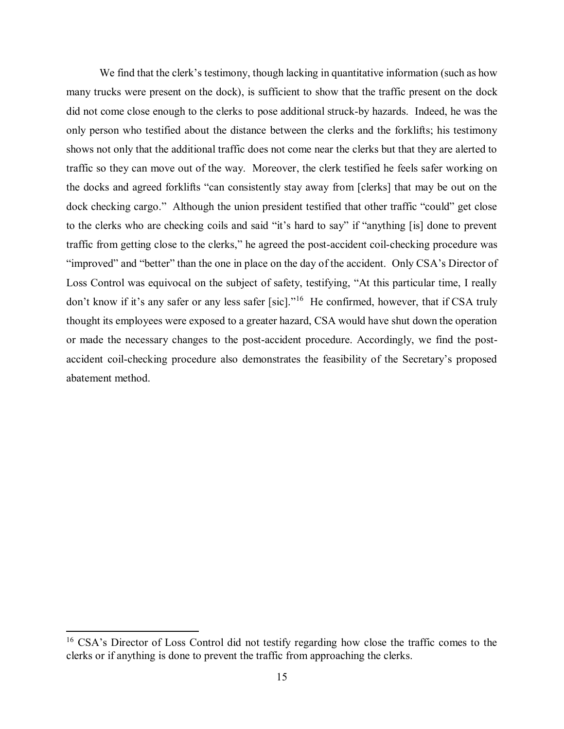We find that the clerk's testimony, though lacking in quantitative information (such as how many trucks were present on the dock), is sufficient to show that the traffic present on the dock did not come close enough to the clerks to pose additional struck-by hazards. Indeed, he was the only person who testified about the distance between the clerks and the forklifts; his testimony shows not only that the additional traffic does not come near the clerks but that they are alerted to traffic so they can move out of the way. Moreover, the clerk testified he feels safer working on the docks and agreed forklifts "can consistently stay away from [clerks] that may be out on the dock checking cargo." Although the union president testified that other traffic "could" get close to the clerks who are checking coils and said "it's hard to say" if "anything [is] done to prevent traffic from getting close to the clerks," he agreed the post-accident coil-checking procedure was "improved" and "better" than the one in place on the day of the accident. Only CSA's Director of Loss Control was equivocal on the subject of safety, testifying, "At this particular time, I really don't know if it's any safer or any less safer [sic]."[16] He confirmed, however, that if CSA truly thought its employees were exposed to a greater hazard, CSA would have shut down the operation or made the necessary changes to the post-accident procedure. Accordingly, we find the post-accident coil-checking procedure also demonstrates the feasibility of the Secretary's proposed abatement method.

---

[16] CSA's Director of Loss Control did not testify regarding how close the traffic comes to the clerks or if anything is done to prevent the traffic from approaching the clerks.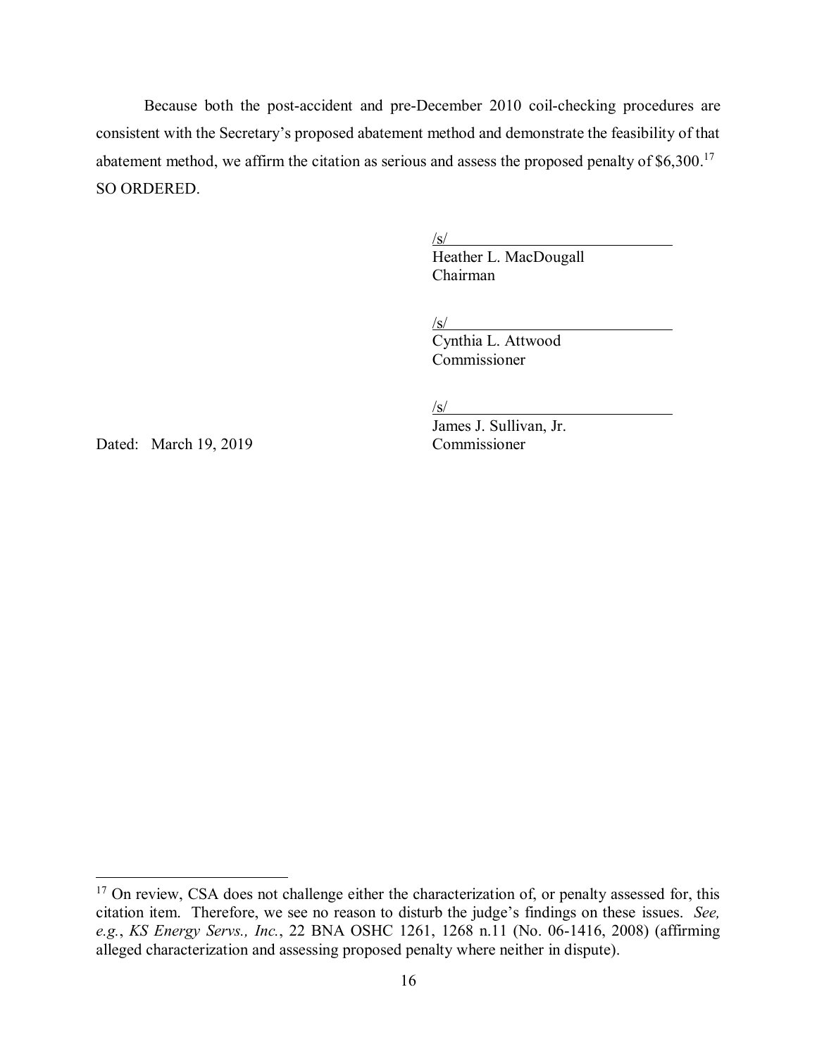Because both the post-accident and pre-December 2010 coil-checking procedures are consistent with the Secretary's proposed abatement method and demonstrate the feasibility of that abatement method, we affirm the citation as serious and assess the proposed penalty of $6,300.[17]

SO ORDERED.

/s/
Heather L. MacDougall
Chairman

/s/
Cynthia L. Attwood
Commissioner

/s/
James J. Sullivan, Jr.
Commissioner

Dated: March 19, 2019

---

[17] On review, CSA does not challenge either the characterization of, or penalty assessed for, this citation item. Therefore, we see no reason to disturb the judge's findings on these issues. *See, e.g.*, *KS Energy Servs., Inc.*, 22 BNA OSHC 1261, 1268 n.11 (No. 06-1416, 2008) (affirming alleged characterization and assessing proposed penalty where neither in dispute).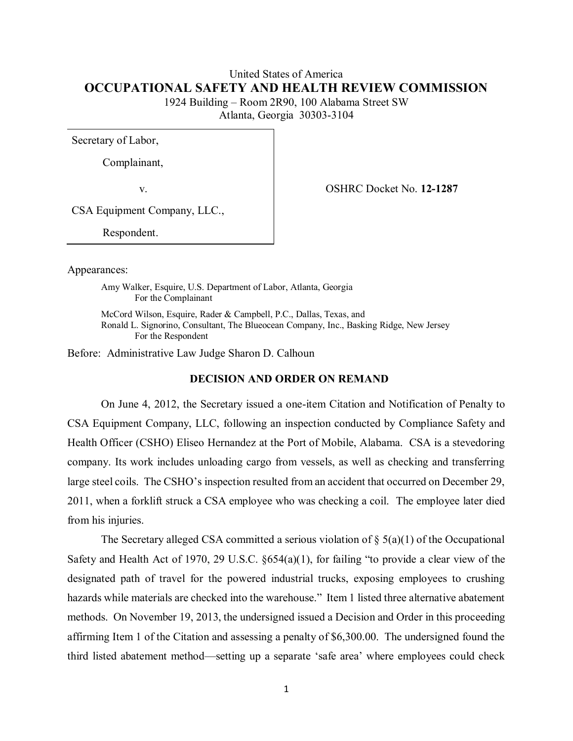United States of America
**OCCUPATIONAL SAFETY AND HEALTH REVIEW COMMISSION**
1924 Building – Room 2R90, 100 Alabama Street SW
Atlanta, Georgia 30303-3104

| | |
|---|---|
| Secretary of Labor,<br>Complainant,<br>v.<br>CSA Equipment Company, LLC.,<br>Respondent. | OSHRC Docket No. **12-1287** |

Appearances:

Amy Walker, Esquire, U.S. Department of Labor, Atlanta, Georgia
For the Complainant

McCord Wilson, Esquire, Rader & Campbell, P.C., Dallas, Texas, and
Ronald L. Signorino, Consultant, The Blueocean Company, Inc., Basking Ridge, New Jersey
For the Respondent

Before: Administrative Law Judge Sharon D. Calhoun

**DECISION AND ORDER ON REMAND**

On June 4, 2012, the Secretary issued a one-item Citation and Notification of Penalty to CSA Equipment Company, LLC, following an inspection conducted by Compliance Safety and Health Officer (CSHO) Eliseo Hernandez at the Port of Mobile, Alabama. CSA is a stevedoring company. Its work includes unloading cargo from vessels, as well as checking and transferring large steel coils. The CSHO's inspection resulted from an accident that occurred on December 29, 2011, when a forklift struck a CSA employee who was checking a coil. The employee later died from his injuries.

The Secretary alleged CSA committed a serious violation of § 5(a)(1) of the Occupational Safety and Health Act of 1970, 29 U.S.C. §654(a)(1), for failing "to provide a clear view of the designated path of travel for the powered industrial trucks, exposing employees to crushing hazards while materials are checked into the warehouse." Item 1 listed three alternative abatement methods. On November 19, 2013, the undersigned issued a Decision and Order in this proceeding affirming Item 1 of the Citation and assessing a penalty of $6,300.00. The undersigned found the third listed abatement method—setting up a separate 'safe area' where employees could check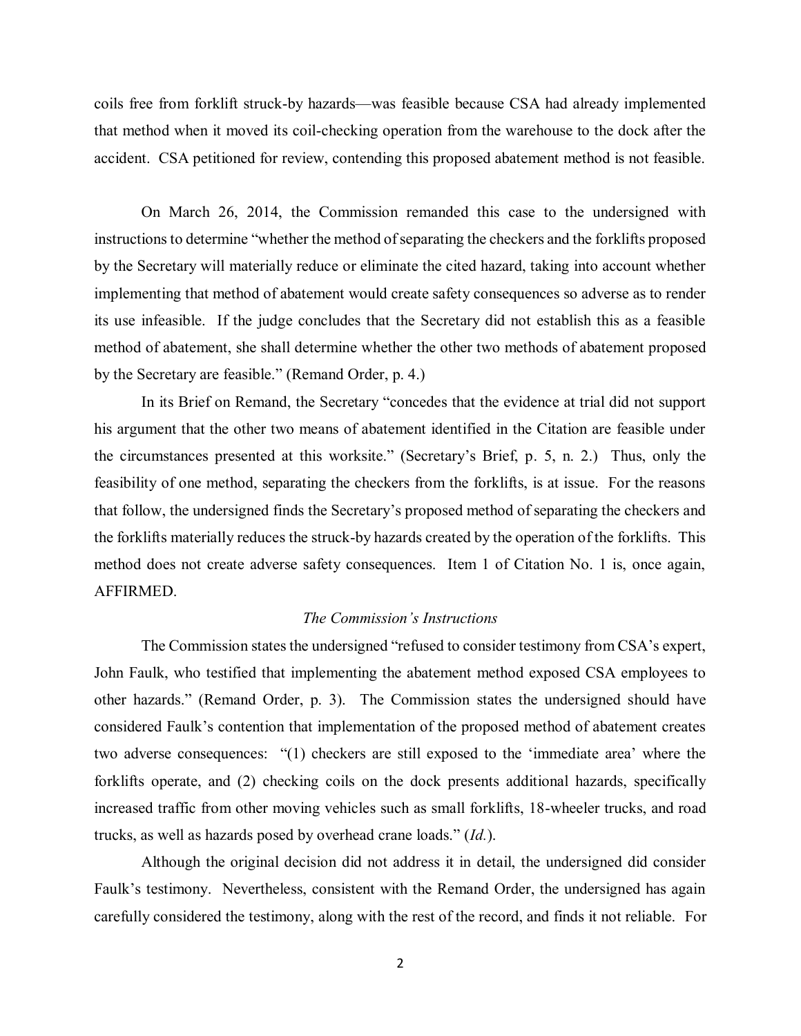coils free from forklift struck-by hazards—was feasible because CSA had already implemented that method when it moved its coil-checking operation from the warehouse to the dock after the accident. CSA petitioned for review, contending this proposed abatement method is not feasible.

On March 26, 2014, the Commission remanded this case to the undersigned with instructions to determine "whether the method of separating the checkers and the forklifts proposed by the Secretary will materially reduce or eliminate the cited hazard, taking into account whether implementing that method of abatement would create safety consequences so adverse as to render its use infeasible. If the judge concludes that the Secretary did not establish this as a feasible method of abatement, she shall determine whether the other two methods of abatement proposed by the Secretary are feasible." (Remand Order, p. 4.)

In its Brief on Remand, the Secretary "concedes that the evidence at trial did not support his argument that the other two means of abatement identified in the Citation are feasible under the circumstances presented at this worksite." (Secretary's Brief, p. 5, n. 2.) Thus, only the feasibility of one method, separating the checkers from the forklifts, is at issue. For the reasons that follow, the undersigned finds the Secretary's proposed method of separating the checkers and the forklifts materially reduces the struck-by hazards created by the operation of the forklifts. This method does not create adverse safety consequences. Item 1 of Citation No. 1 is, once again, AFFIRMED.

*The Commission's Instructions*

The Commission states the undersigned "refused to consider testimony from CSA's expert, John Faulk, who testified that implementing the abatement method exposed CSA employees to other hazards." (Remand Order, p. 3). The Commission states the undersigned should have considered Faulk's contention that implementation of the proposed method of abatement creates two adverse consequences: "(1) checkers are still exposed to the 'immediate area' where the forklifts operate, and (2) checking coils on the dock presents additional hazards, specifically increased traffic from other moving vehicles such as small forklifts, 18-wheeler trucks, and road trucks, as well as hazards posed by overhead crane loads." (*Id.*).

Although the original decision did not address it in detail, the undersigned did consider Faulk's testimony. Nevertheless, consistent with the Remand Order, the undersigned has again carefully considered the testimony, along with the rest of the record, and finds it not reliable. For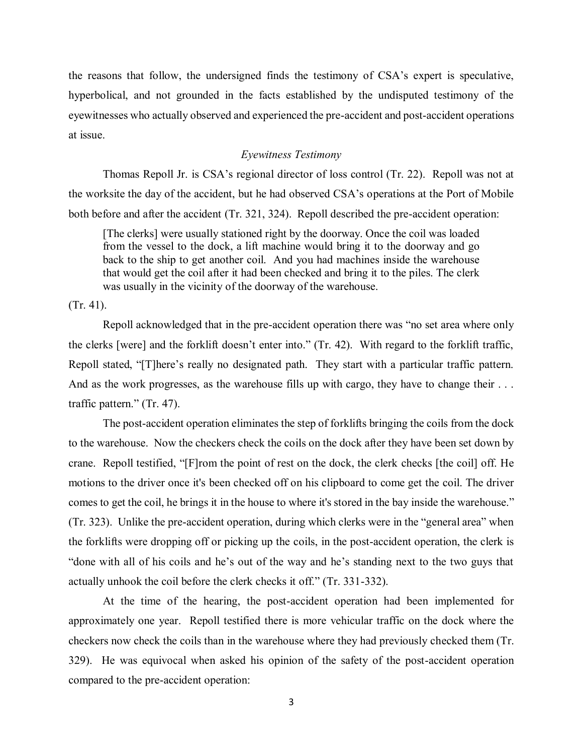the reasons that follow, the undersigned finds the testimony of CSA's expert is speculative, hyperbolical, and not grounded in the facts established by the undisputed testimony of the eyewitnesses who actually observed and experienced the pre-accident and post-accident operations at issue.

*Eyewitness Testimony*

Thomas Repoll Jr. is CSA's regional director of loss control (Tr. 22). Repoll was not at the worksite the day of the accident, but he had observed CSA's operations at the Port of Mobile both before and after the accident (Tr. 321, 324). Repoll described the pre-accident operation:

> [The clerks] were usually stationed right by the doorway. Once the coil was loaded from the vessel to the dock, a lift machine would bring it to the doorway and go back to the ship to get another coil. And you had machines inside the warehouse that would get the coil after it had been checked and bring it to the piles. The clerk was usually in the vicinity of the doorway of the warehouse.

(Tr. 41).

Repoll acknowledged that in the pre-accident operation there was "no set area where only the clerks [were] and the forklift doesn't enter into." (Tr. 42). With regard to the forklift traffic, Repoll stated, "[T]here's really no designated path. They start with a particular traffic pattern. And as the work progresses, as the warehouse fills up with cargo, they have to change their . . . traffic pattern." (Tr. 47).

The post-accident operation eliminates the step of forklifts bringing the coils from the dock to the warehouse. Now the checkers check the coils on the dock after they have been set down by crane. Repoll testified, "[F]rom the point of rest on the dock, the clerk checks [the coil] off. He motions to the driver once it's been checked off on his clipboard to come get the coil. The driver comes to get the coil, he brings it in the house to where it's stored in the bay inside the warehouse." (Tr. 323). Unlike the pre-accident operation, during which clerks were in the "general area" when the forklifts were dropping off or picking up the coils, in the post-accident operation, the clerk is "done with all of his coils and he's out of the way and he's standing next to the two guys that actually unhook the coil before the clerk checks it off." (Tr. 331-332).

At the time of the hearing, the post-accident operation had been implemented for approximately one year. Repoll testified there is more vehicular traffic on the dock where the checkers now check the coils than in the warehouse where they had previously checked them (Tr. 329). He was equivocal when asked his opinion of the safety of the post-accident operation compared to the pre-accident operation: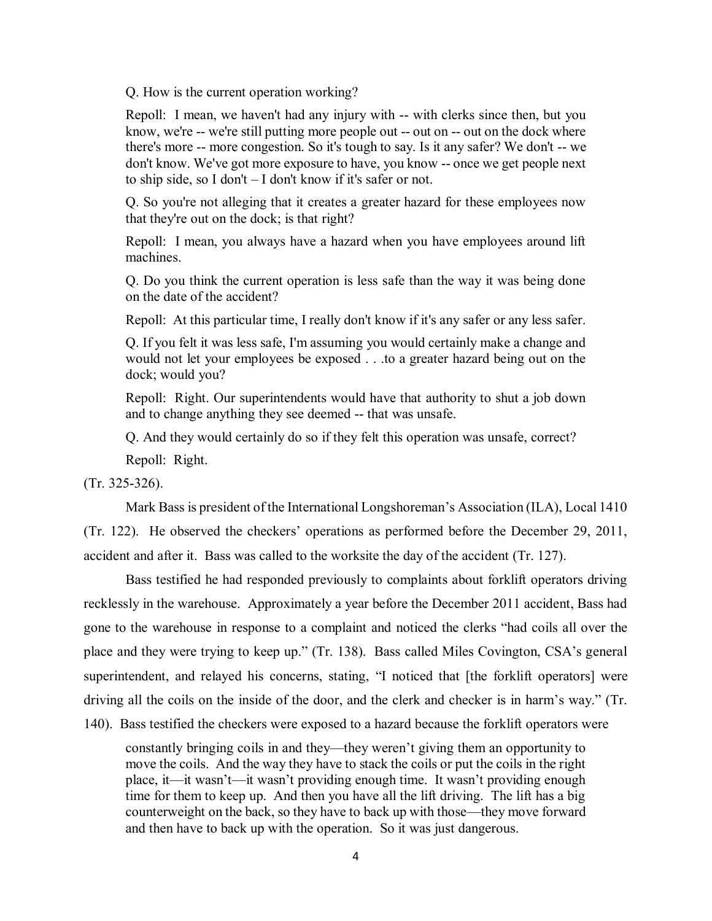Q. How is the current operation working?

Repoll: I mean, we haven't had any injury with -- with clerks since then, but you know, we're -- we're still putting more people out -- out on -- out on the dock where there's more -- more congestion. So it's tough to say. Is it any safer? We don't -- we don't know. We've got more exposure to have, you know -- once we get people next to ship side, so I don't – I don't know if it's safer or not.

Q. So you're not alleging that it creates a greater hazard for these employees now that they're out on the dock; is that right?

Repoll: I mean, you always have a hazard when you have employees around lift machines.

Q. Do you think the current operation is less safe than the way it was being done on the date of the accident?

Repoll: At this particular time, I really don't know if it's any safer or any less safer.

Q. If you felt it was less safe, I'm assuming you would certainly make a change and would not let your employees be exposed . . .to a greater hazard being out on the dock; would you?

Repoll: Right. Our superintendents would have that authority to shut a job down and to change anything they see deemed -- that was unsafe.

Q. And they would certainly do so if they felt this operation was unsafe, correct?

Repoll: Right.

(Tr. 325-326).

Mark Bass is president of the International Longshoreman's Association (ILA), Local 1410 (Tr. 122). He observed the checkers' operations as performed before the December 29, 2011, accident and after it. Bass was called to the worksite the day of the accident (Tr. 127).

Bass testified he had responded previously to complaints about forklift operators driving recklessly in the warehouse. Approximately a year before the December 2011 accident, Bass had gone to the warehouse in response to a complaint and noticed the clerks "had coils all over the place and they were trying to keep up." (Tr. 138). Bass called Miles Covington, CSA's general superintendent, and relayed his concerns, stating, "I noticed that [the forklift operators] were driving all the coils on the inside of the door, and the clerk and checker is in harm's way." (Tr. 140). Bass testified the checkers were exposed to a hazard because the forklift operators were

> constantly bringing coils in and they—they weren't giving them an opportunity to move the coils. And the way they have to stack the coils or put the coils in the right place, it—it wasn't—it wasn't providing enough time. It wasn't providing enough time for them to keep up. And then you have all the lift driving. The lift has a big counterweight on the back, so they have to back up with those—they move forward and then have to back up with the operation. So it was just dangerous.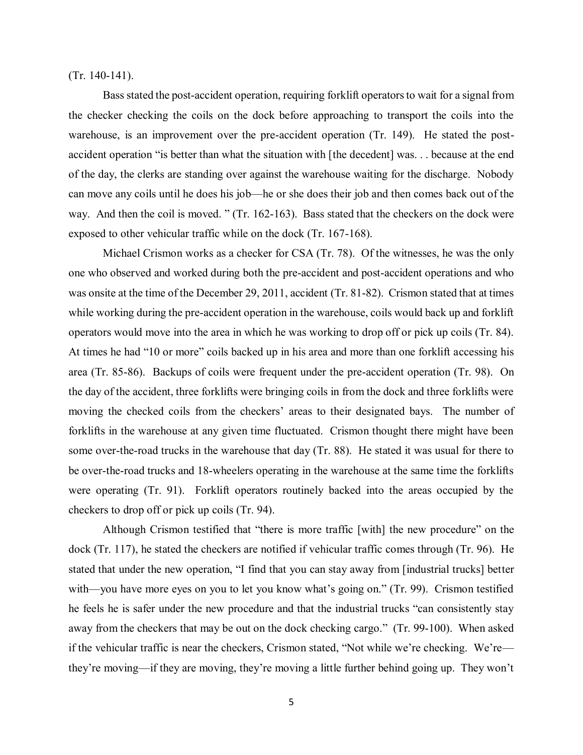(Tr. 140-141).

Bass stated the post-accident operation, requiring forklift operators to wait for a signal from the checker checking the coils on the dock before approaching to transport the coils into the warehouse, is an improvement over the pre-accident operation (Tr. 149). He stated the post-accident operation "is better than what the situation with [the decedent] was. . . because at the end of the day, the clerks are standing over against the warehouse waiting for the discharge. Nobody can move any coils until he does his job—he or she does their job and then comes back out of the way. And then the coil is moved. " (Tr. 162-163). Bass stated that the checkers on the dock were exposed to other vehicular traffic while on the dock (Tr. 167-168).

Michael Crismon works as a checker for CSA (Tr. 78). Of the witnesses, he was the only one who observed and worked during both the pre-accident and post-accident operations and who was onsite at the time of the December 29, 2011, accident (Tr. 81-82). Crismon stated that at times while working during the pre-accident operation in the warehouse, coils would back up and forklift operators would move into the area in which he was working to drop off or pick up coils (Tr. 84). At times he had "10 or more" coils backed up in his area and more than one forklift accessing his area (Tr. 85-86). Backups of coils were frequent under the pre-accident operation (Tr. 98). On the day of the accident, three forklifts were bringing coils in from the dock and three forklifts were moving the checked coils from the checkers' areas to their designated bays. The number of forklifts in the warehouse at any given time fluctuated. Crismon thought there might have been some over-the-road trucks in the warehouse that day (Tr. 88). He stated it was usual for there to be over-the-road trucks and 18-wheelers operating in the warehouse at the same time the forklifts were operating (Tr. 91). Forklift operators routinely backed into the areas occupied by the checkers to drop off or pick up coils (Tr. 94).

Although Crismon testified that "there is more traffic [with] the new procedure" on the dock (Tr. 117), he stated the checkers are notified if vehicular traffic comes through (Tr. 96). He stated that under the new operation, "I find that you can stay away from [industrial trucks] better with—you have more eyes on you to let you know what's going on." (Tr. 99). Crismon testified he feels he is safer under the new procedure and that the industrial trucks "can consistently stay away from the checkers that may be out on the dock checking cargo." (Tr. 99-100). When asked if the vehicular traffic is near the checkers, Crismon stated, "Not while we're checking. We're—they're moving—if they are moving, they're moving a little further behind going up. They won't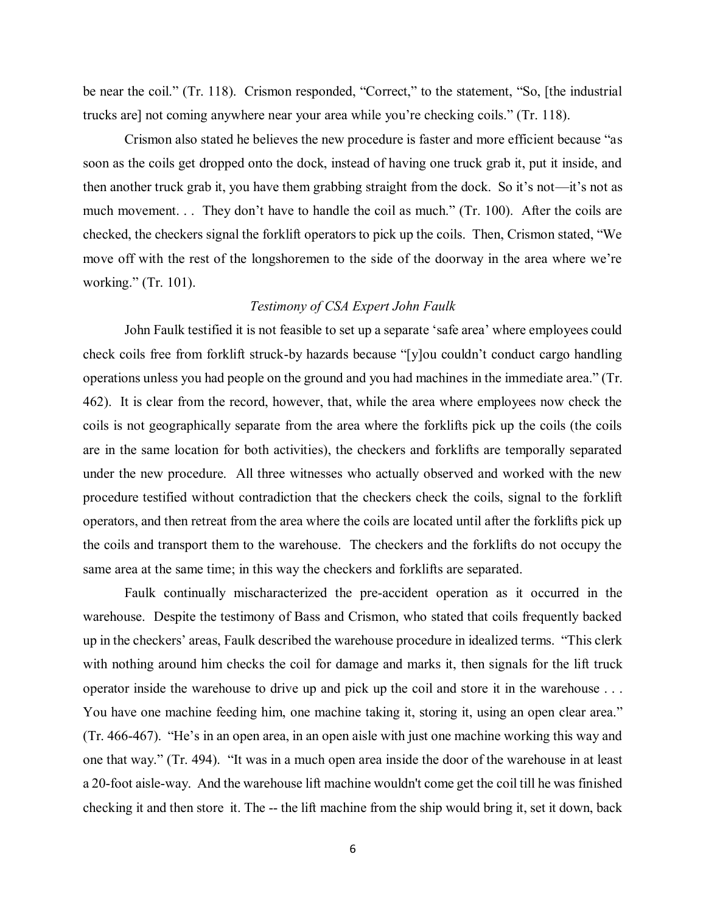be near the coil." (Tr. 118). Crismon responded, "Correct," to the statement, "So, [the industrial trucks are] not coming anywhere near your area while you're checking coils." (Tr. 118).

Crismon also stated he believes the new procedure is faster and more efficient because "as soon as the coils get dropped onto the dock, instead of having one truck grab it, put it inside, and then another truck grab it, you have them grabbing straight from the dock. So it's not—it's not as much movement. . . They don't have to handle the coil as much." (Tr. 100). After the coils are checked, the checkers signal the forklift operators to pick up the coils. Then, Crismon stated, "We move off with the rest of the longshoremen to the side of the doorway in the area where we're working." (Tr. 101).

### *Testimony of CSA Expert John Faulk*

John Faulk testified it is not feasible to set up a separate 'safe area' where employees could check coils free from forklift struck-by hazards because "[y]ou couldn't conduct cargo handling operations unless you had people on the ground and you had machines in the immediate area." (Tr. 462). It is clear from the record, however, that, while the area where employees now check the coils is not geographically separate from the area where the forklifts pick up the coils (the coils are in the same location for both activities), the checkers and forklifts are temporally separated under the new procedure. All three witnesses who actually observed and worked with the new procedure testified without contradiction that the checkers check the coils, signal to the forklift operators, and then retreat from the area where the coils are located until after the forklifts pick up the coils and transport them to the warehouse. The checkers and the forklifts do not occupy the same area at the same time; in this way the checkers and forklifts are separated.

Faulk continually mischaracterized the pre-accident operation as it occurred in the warehouse. Despite the testimony of Bass and Crismon, who stated that coils frequently backed up in the checkers' areas, Faulk described the warehouse procedure in idealized terms. "This clerk with nothing around him checks the coil for damage and marks it, then signals for the lift truck operator inside the warehouse to drive up and pick up the coil and store it in the warehouse . . . You have one machine feeding him, one machine taking it, storing it, using an open clear area." (Tr. 466-467). "He's in an open area, in an open aisle with just one machine working this way and one that way." (Tr. 494). "It was in a much open area inside the door of the warehouse in at least a 20-foot aisle-way. And the warehouse lift machine wouldn't come get the coil till he was finished checking it and then store it. The -- the lift machine from the ship would bring it, set it down, back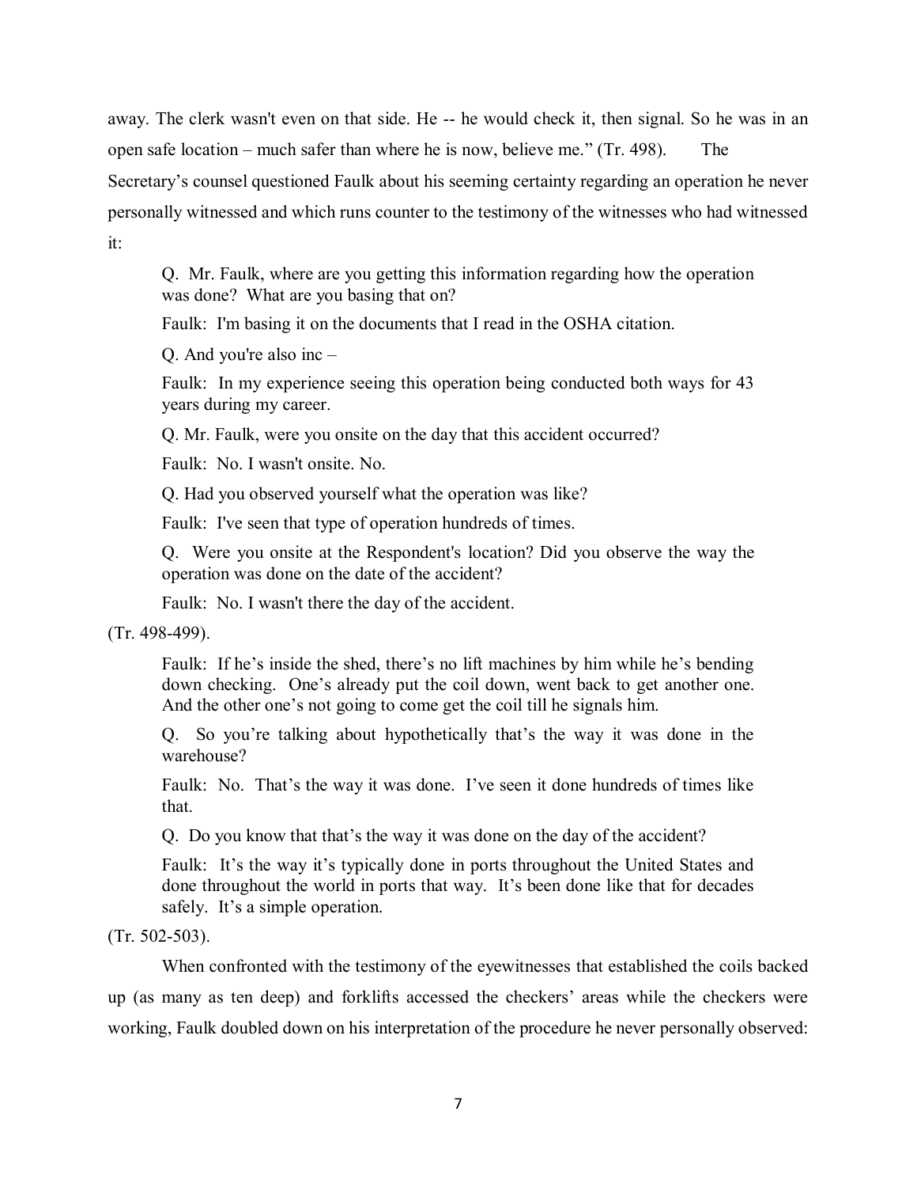away. The clerk wasn't even on that side. He -- he would check it, then signal. So he was in an open safe location – much safer than where he is now, believe me." (Tr. 498). The Secretary's counsel questioned Faulk about his seeming certainty regarding an operation he never personally witnessed and which runs counter to the testimony of the witnesses who had witnessed it:

> Q. Mr. Faulk, where are you getting this information regarding how the operation was done? What are you basing that on?
>
> Faulk: I'm basing it on the documents that I read in the OSHA citation.
>
> Q. And you're also inc –
>
> Faulk: In my experience seeing this operation being conducted both ways for 43 years during my career.
>
> Q. Mr. Faulk, were you onsite on the day that this accident occurred?
>
> Faulk: No. I wasn't onsite. No.
>
> Q. Had you observed yourself what the operation was like?
>
> Faulk: I've seen that type of operation hundreds of times.
>
> Q. Were you onsite at the Respondent's location? Did you observe the way the operation was done on the date of the accident?
>
> Faulk: No. I wasn't there the day of the accident.

(Tr. 498-499).

> Faulk: If he's inside the shed, there's no lift machines by him while he's bending down checking. One's already put the coil down, went back to get another one. And the other one's not going to come get the coil till he signals him.
>
> Q. So you're talking about hypothetically that's the way it was done in the warehouse?
>
> Faulk: No. That's the way it was done. I've seen it done hundreds of times like that.
>
> Q. Do you know that that's the way it was done on the day of the accident?
>
> Faulk: It's the way it's typically done in ports throughout the United States and done throughout the world in ports that way. It's been done like that for decades safely. It's a simple operation.

(Tr. 502-503).

When confronted with the testimony of the eyewitnesses that established the coils backed up (as many as ten deep) and forklifts accessed the checkers' areas while the checkers were working, Faulk doubled down on his interpretation of the procedure he never personally observed: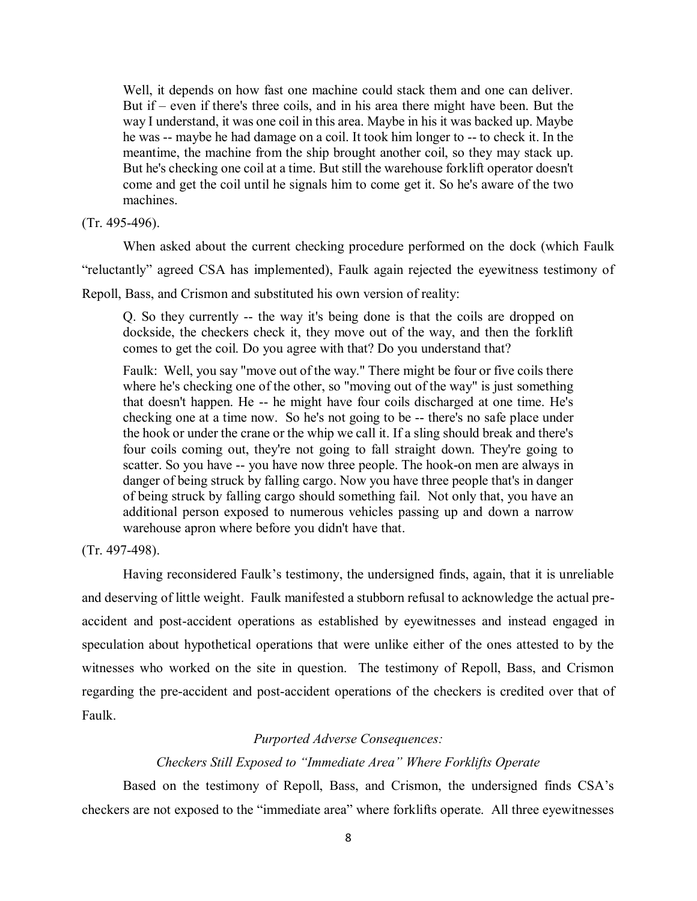> Well, it depends on how fast one machine could stack them and one can deliver. But if – even if there's three coils, and in his area there might have been. But the way I understand, it was one coil in this area. Maybe in his it was backed up. Maybe he was -- maybe he had damage on a coil. It took him longer to -- to check it. In the meantime, the machine from the ship brought another coil, so they may stack up. But he's checking one coil at a time. But still the warehouse forklift operator doesn't come and get the coil until he signals him to come get it. So he's aware of the two machines.

(Tr. 495-496).

When asked about the current checking procedure performed on the dock (which Faulk "reluctantly" agreed CSA has implemented), Faulk again rejected the eyewitness testimony of Repoll, Bass, and Crismon and substituted his own version of reality:

> Q. So they currently -- the way it's being done is that the coils are dropped on dockside, the checkers check it, they move out of the way, and then the forklift comes to get the coil. Do you agree with that? Do you understand that?
>
> Faulk: Well, you say "move out of the way." There might be four or five coils there where he's checking one of the other, so "moving out of the way" is just something that doesn't happen. He -- he might have four coils discharged at one time. He's checking one at a time now. So he's not going to be -- there's no safe place under the hook or under the crane or the whip we call it. If a sling should break and there's four coils coming out, they're not going to fall straight down. They're going to scatter. So you have -- you have now three people. The hook-on men are always in danger of being struck by falling cargo. Now you have three people that's in danger of being struck by falling cargo should something fail. Not only that, you have an additional person exposed to numerous vehicles passing up and down a narrow warehouse apron where before you didn't have that.

(Tr. 497-498).

Having reconsidered Faulk's testimony, the undersigned finds, again, that it is unreliable and deserving of little weight. Faulk manifested a stubborn refusal to acknowledge the actual pre-accident and post-accident operations as established by eyewitnesses and instead engaged in speculation about hypothetical operations that were unlike either of the ones attested to by the witnesses who worked on the site in question. The testimony of Repoll, Bass, and Crismon regarding the pre-accident and post-accident operations of the checkers is credited over that of Faulk.

*Purported Adverse Consequences:*

*Checkers Still Exposed to "Immediate Area" Where Forklifts Operate*

Based on the testimony of Repoll, Bass, and Crismon, the undersigned finds CSA's checkers are not exposed to the "immediate area" where forklifts operate. All three eyewitnesses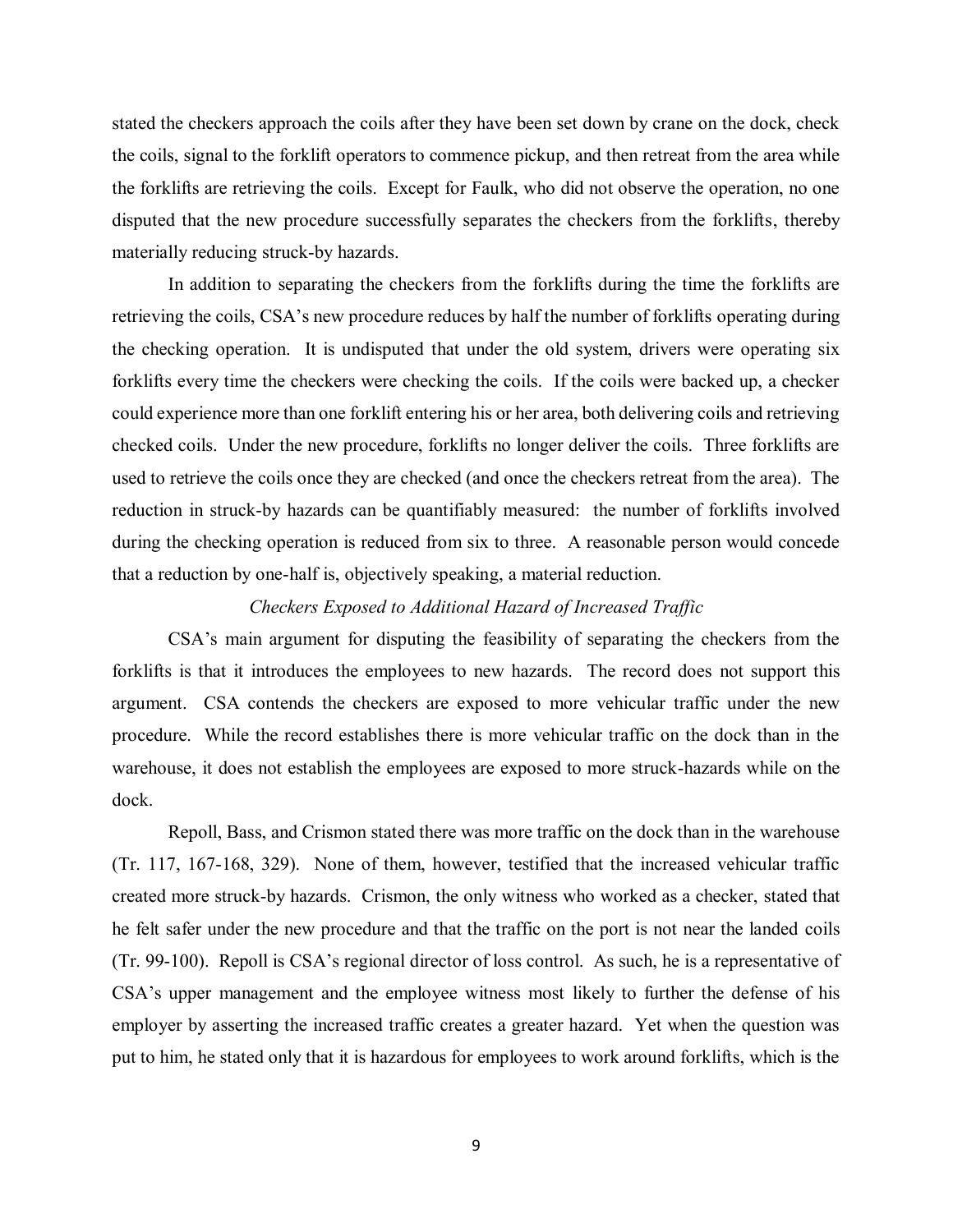stated the checkers approach the coils after they have been set down by crane on the dock, check the coils, signal to the forklift operators to commence pickup, and then retreat from the area while the forklifts are retrieving the coils. Except for Faulk, who did not observe the operation, no one disputed that the new procedure successfully separates the checkers from the forklifts, thereby materially reducing struck-by hazards.

In addition to separating the checkers from the forklifts during the time the forklifts are retrieving the coils, CSA's new procedure reduces by half the number of forklifts operating during the checking operation. It is undisputed that under the old system, drivers were operating six forklifts every time the checkers were checking the coils. If the coils were backed up, a checker could experience more than one forklift entering his or her area, both delivering coils and retrieving checked coils. Under the new procedure, forklifts no longer deliver the coils. Three forklifts are used to retrieve the coils once they are checked (and once the checkers retreat from the area). The reduction in struck-by hazards can be quantifiably measured: the number of forklifts involved during the checking operation is reduced from six to three. A reasonable person would concede that a reduction by one-half is, objectively speaking, a material reduction.

*Checkers Exposed to Additional Hazard of Increased Traffic*

CSA's main argument for disputing the feasibility of separating the checkers from the forklifts is that it introduces the employees to new hazards. The record does not support this argument. CSA contends the checkers are exposed to more vehicular traffic under the new procedure. While the record establishes there is more vehicular traffic on the dock than in the warehouse, it does not establish the employees are exposed to more struck-hazards while on the dock.

Repoll, Bass, and Crismon stated there was more traffic on the dock than in the warehouse (Tr. 117, 167-168, 329). None of them, however, testified that the increased vehicular traffic created more struck-by hazards. Crismon, the only witness who worked as a checker, stated that he felt safer under the new procedure and that the traffic on the port is not near the landed coils (Tr. 99-100). Repoll is CSA's regional director of loss control. As such, he is a representative of CSA's upper management and the employee witness most likely to further the defense of his employer by asserting the increased traffic creates a greater hazard. Yet when the question was put to him, he stated only that it is hazardous for employees to work around forklifts, which is the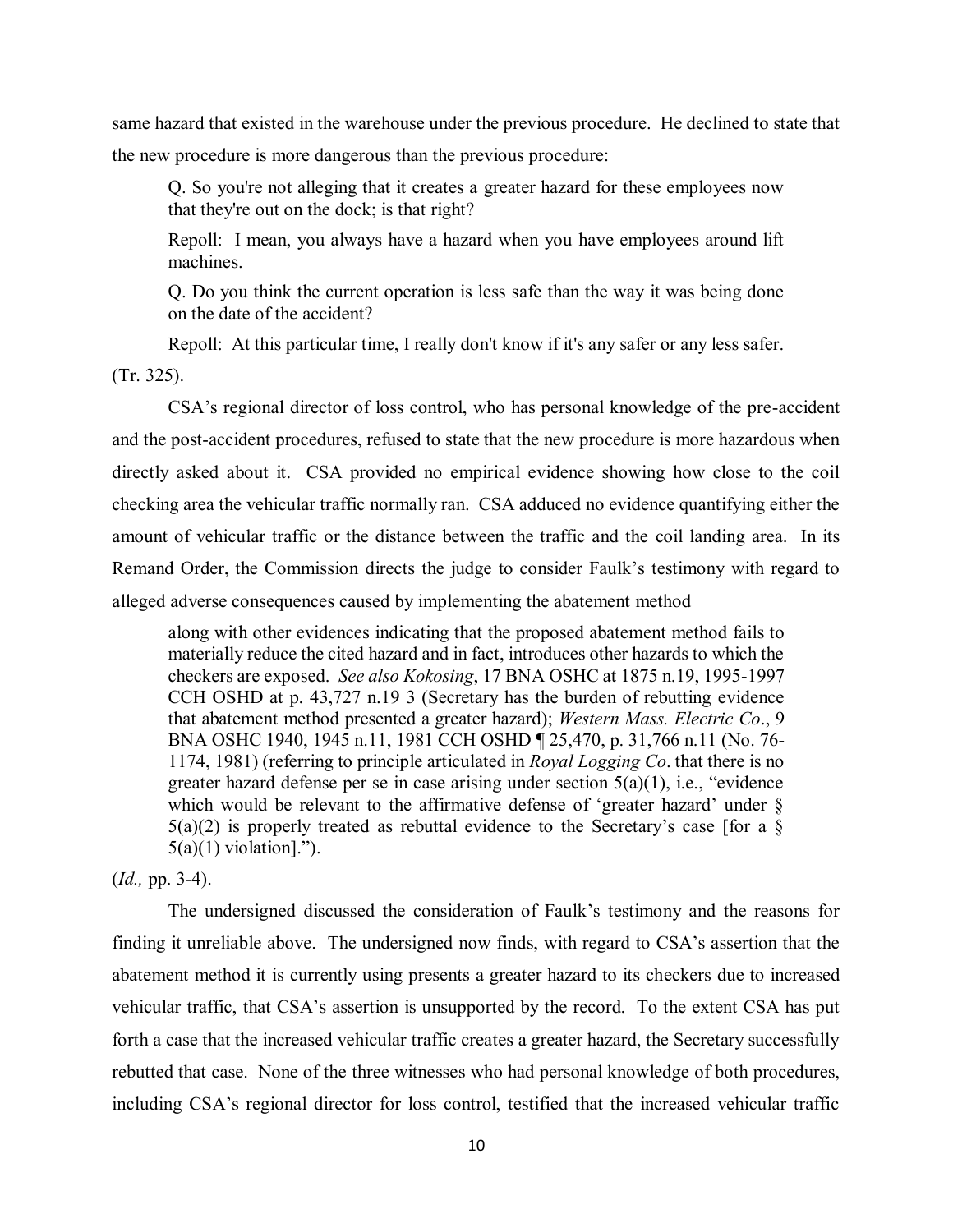same hazard that existed in the warehouse under the previous procedure. He declined to state that the new procedure is more dangerous than the previous procedure:

> Q. So you're not alleging that it creates a greater hazard for these employees now that they're out on the dock; is that right?
>
> Repoll: I mean, you always have a hazard when you have employees around lift machines.
>
> Q. Do you think the current operation is less safe than the way it was being done on the date of the accident?
>
> Repoll: At this particular time, I really don't know if it's any safer or any less safer.

(Tr. 325).

CSA's regional director of loss control, who has personal knowledge of the pre-accident and the post-accident procedures, refused to state that the new procedure is more hazardous when directly asked about it. CSA provided no empirical evidence showing how close to the coil checking area the vehicular traffic normally ran. CSA adduced no evidence quantifying either the amount of vehicular traffic or the distance between the traffic and the coil landing area. In its Remand Order, the Commission directs the judge to consider Faulk's testimony with regard to alleged adverse consequences caused by implementing the abatement method

> along with other evidences indicating that the proposed abatement method fails to materially reduce the cited hazard and in fact, introduces other hazards to which the checkers are exposed. *See also Kokosing*, 17 BNA OSHC at 1875 n.19, 1995-1997 CCH OSHD at p. 43,727 n.19 3 (Secretary has the burden of rebutting evidence that abatement method presented a greater hazard); *Western Mass. Electric Co*., 9 BNA OSHC 1940, 1945 n.11, 1981 CCH OSHD ¶ 25,470, p. 31,766 n.11 (No. 76-1174, 1981) (referring to principle articulated in *Royal Logging Co*. that there is no greater hazard defense per se in case arising under section 5(a)(1), i.e., "evidence which would be relevant to the affirmative defense of 'greater hazard' under § 5(a)(2) is properly treated as rebuttal evidence to the Secretary's case [for a § 5(a)(1) violation].").

(*Id.,* pp. 3-4).

The undersigned discussed the consideration of Faulk's testimony and the reasons for finding it unreliable above. The undersigned now finds, with regard to CSA's assertion that the abatement method it is currently using presents a greater hazard to its checkers due to increased vehicular traffic, that CSA's assertion is unsupported by the record. To the extent CSA has put forth a case that the increased vehicular traffic creates a greater hazard, the Secretary successfully rebutted that case. None of the three witnesses who had personal knowledge of both procedures, including CSA's regional director for loss control, testified that the increased vehicular traffic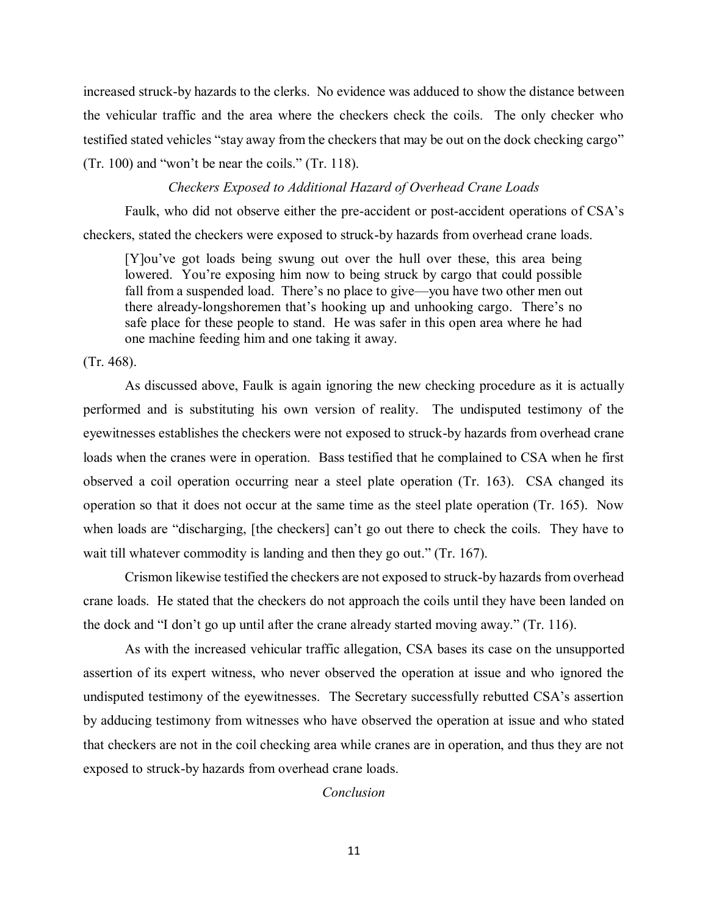increased struck-by hazards to the clerks. No evidence was adduced to show the distance between the vehicular traffic and the area where the checkers check the coils. The only checker who testified stated vehicles "stay away from the checkers that may be out on the dock checking cargo" (Tr. 100) and "won't be near the coils." (Tr. 118).

*Checkers Exposed to Additional Hazard of Overhead Crane Loads*

Faulk, who did not observe either the pre-accident or post-accident operations of CSA's checkers, stated the checkers were exposed to struck-by hazards from overhead crane loads.

> [Y]ou've got loads being swung out over the hull over these, this area being lowered. You're exposing him now to being struck by cargo that could possible fall from a suspended load. There's no place to give—you have two other men out there already-longshoremen that's hooking up and unhooking cargo. There's no safe place for these people to stand. He was safer in this open area where he had one machine feeding him and one taking it away.

(Tr. 468).

As discussed above, Faulk is again ignoring the new checking procedure as it is actually performed and is substituting his own version of reality. The undisputed testimony of the eyewitnesses establishes the checkers were not exposed to struck-by hazards from overhead crane loads when the cranes were in operation. Bass testified that he complained to CSA when he first observed a coil operation occurring near a steel plate operation (Tr. 163). CSA changed its operation so that it does not occur at the same time as the steel plate operation (Tr. 165). Now when loads are "discharging, [the checkers] can't go out there to check the coils. They have to wait till whatever commodity is landing and then they go out." (Tr. 167).

Crismon likewise testified the checkers are not exposed to struck-by hazards from overhead crane loads. He stated that the checkers do not approach the coils until they have been landed on the dock and "I don't go up until after the crane already started moving away." (Tr. 116).

As with the increased vehicular traffic allegation, CSA bases its case on the unsupported assertion of its expert witness, who never observed the operation at issue and who ignored the undisputed testimony of the eyewitnesses. The Secretary successfully rebutted CSA's assertion by adducing testimony from witnesses who have observed the operation at issue and who stated that checkers are not in the coil checking area while cranes are in operation, and thus they are not exposed to struck-by hazards from overhead crane loads.

*Conclusion*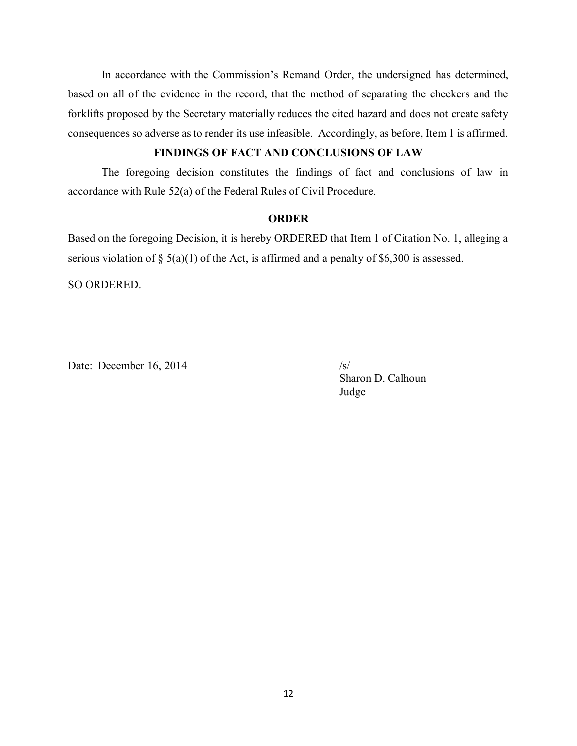In accordance with the Commission's Remand Order, the undersigned has determined, based on all of the evidence in the record, that the method of separating the checkers and the forklifts proposed by the Secretary materially reduces the cited hazard and does not create safety consequences so adverse as to render its use infeasible. Accordingly, as before, Item 1 is affirmed.

## FINDINGS OF FACT AND CONCLUSIONS OF LAW

The foregoing decision constitutes the findings of fact and conclusions of law in accordance with Rule 52(a) of the Federal Rules of Civil Procedure.

## ORDER

Based on the foregoing Decision, it is hereby ORDERED that Item 1 of Citation No. 1, alleging a serious violation of § 5(a)(1) of the Act, is affirmed and a penalty of $6,300 is assessed.

SO ORDERED.

Date: December 16, 2014

/s/
Sharon D. Calhoun
Judge